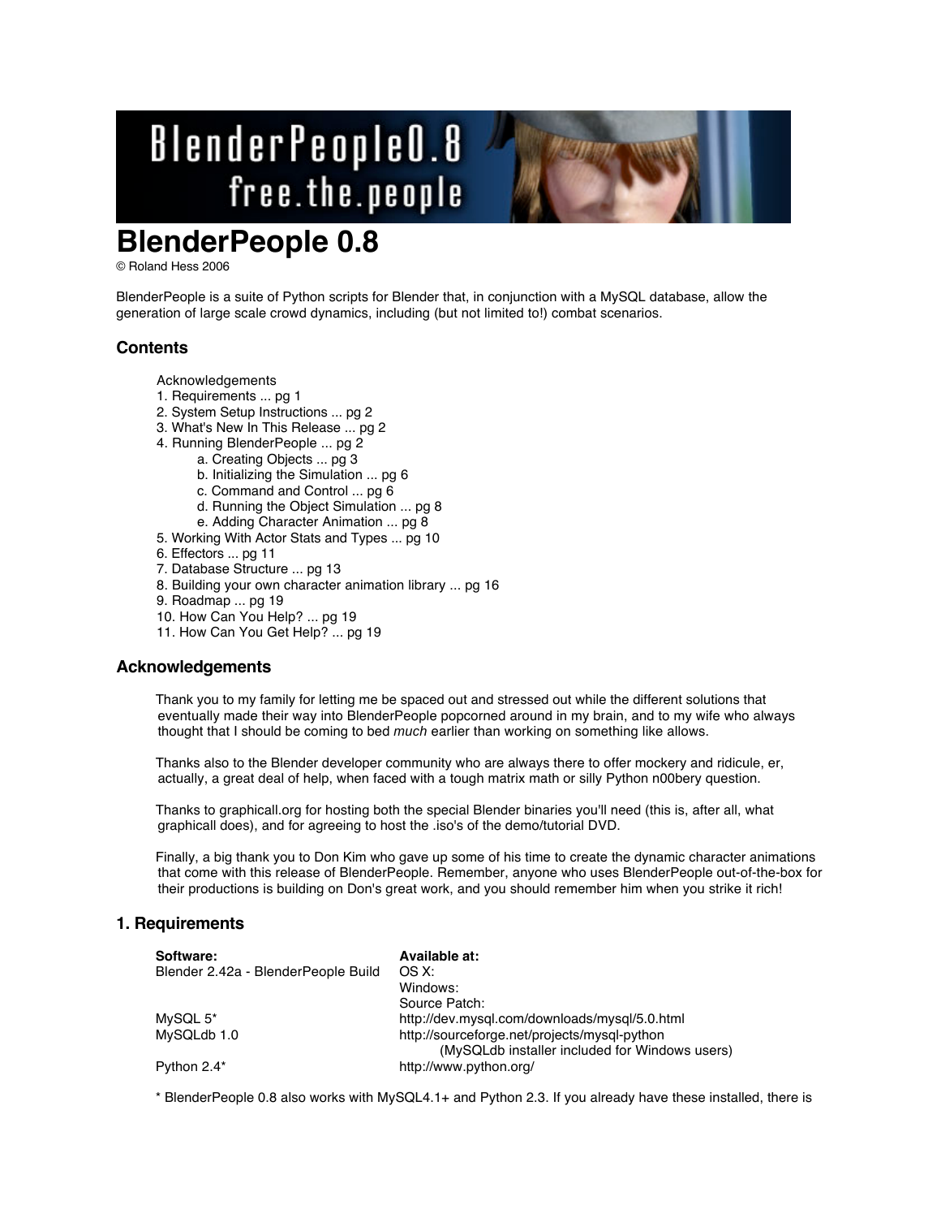# BlenderPeople 0.8

© Roland Hess 2006

BlenderPeople is a suite of Python scripts for Blender that, in conjunction with a MySQL database, allow the generation of large scale crowd dynamics, including (but not limited to!) combat scenarios.

## Contents

Acknowledgements
1. Requirements ... pg 1
2. System Setup Instructions ... pg 2
3. What's New In This Release ... pg 2
4. Running BlenderPeople ... pg 2
   a. Creating Objects ... pg 3
   b. Initializing the Simulation ... pg 6
   c. Command and Control ... pg 6
   d. Running the Object Simulation ... pg 8
   e. Adding Character Animation ... pg 8
5. Working With Actor Stats and Types ... pg 10
6. Effectors ... pg 11
7. Database Structure ... pg 13
8. Building your own character animation library ... pg 16
9. Roadmap ... pg 19
10. How Can You Help? ... pg 19
11. How Can You Get Help? ... pg 19

## Acknowledgements

Thank you to my family for letting me be spaced out and stressed out while the different solutions that eventually made their way into BlenderPeople popcorned around in my brain, and to my wife who always thought that I should be coming to bed *much* earlier than working on something like allows.

Thanks also to the Blender developer community who are always there to offer mockery and ridicule, er, actually, a great deal of help, when faced with a tough matrix math or silly Python n00bery question.

Thanks to graphicall.org for hosting both the special Blender binaries you'll need (this is, after all, what graphicall does), and for agreeing to host the .iso's of the demo/tutorial DVD.

Finally, a big thank you to Don Kim who gave up some of his time to create the dynamic character animations that come with this release of BlenderPeople. Remember, anyone who uses BlenderPeople out-of-the-box for their productions is building on Don's great work, and you should remember him when you strike it rich!

## 1. Requirements

| Software: | Available at: |
|---|---|
| Blender 2.42a - BlenderPeople Build | OS X: |
| | Windows: |
| | Source Patch: |
| MySQL 5* | http://dev.mysql.com/downloads/mysql/5.0.html |
| MySQLdb 1.0 | http://sourceforge.net/projects/mysql-python (MySQLdb installer included for Windows users) |
| Python 2.4* | http://www.python.org/ |

* BlenderPeople 0.8 also works with MySQL4.1+ and Python 2.3. If you already have these installed, there is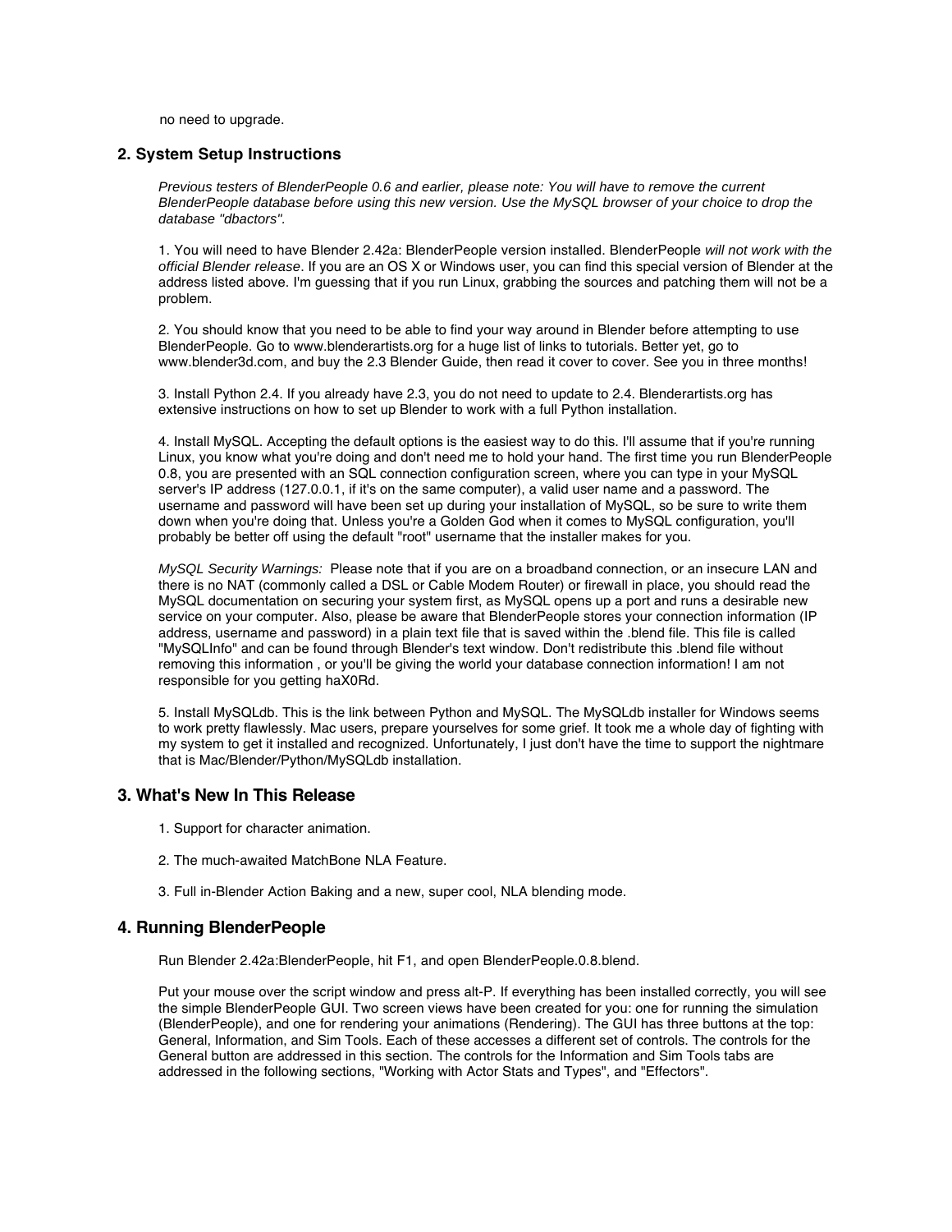no need to upgrade.

## 2. System Setup Instructions

*Previous testers of BlenderPeople 0.6 and earlier, please note: You will have to remove the current BlenderPeople database before using this new version. Use the MySQL browser of your choice to drop the database "dbactors".*

1. You will need to have Blender 2.42a: BlenderPeople version installed. BlenderPeople *will not work with the official Blender release*. If you are an OS X or Windows user, you can find this special version of Blender at the address listed above. I'm guessing that if you run Linux, grabbing the sources and patching them will not be a problem.

2. You should know that you need to be able to find your way around in Blender before attempting to use BlenderPeople. Go to www.blenderartists.org for a huge list of links to tutorials. Better yet, go to www.blender3d.com, and buy the 2.3 Blender Guide, then read it cover to cover. See you in three months!

3. Install Python 2.4. If you already have 2.3, you do not need to update to 2.4. Blenderartists.org has extensive instructions on how to set up Blender to work with a full Python installation.

4. Install MySQL. Accepting the default options is the easiest way to do this. I'll assume that if you're running Linux, you know what you're doing and don't need me to hold your hand. The first time you run BlenderPeople 0.8, you are presented with an SQL connection configuration screen, where you can type in your MySQL server's IP address (127.0.0.1, if it's on the same computer), a valid user name and a password. The username and password will have been set up during your installation of MySQL, so be sure to write them down when you're doing that. Unless you're a Golden God when it comes to MySQL configuration, you'll probably be better off using the default "root" username that the installer makes for you.

*MySQL Security Warnings:* Please note that if you are on a broadband connection, or an insecure LAN and there is no NAT (commonly called a DSL or Cable Modem Router) or firewall in place, you should read the MySQL documentation on securing your system first, as MySQL opens up a port and runs a desirable new service on your computer. Also, please be aware that BlenderPeople stores your connection information (IP address, username and password) in a plain text file that is saved within the .blend file. This file is called "MySQLInfo" and can be found through Blender's text window. Don't redistribute this .blend file without removing this information , or you'll be giving the world your database connection information! I am not responsible for you getting haX0Rd.

5. Install MySQLdb. This is the link between Python and MySQL. The MySQLdb installer for Windows seems to work pretty flawlessly. Mac users, prepare yourselves for some grief. It took me a whole day of fighting with my system to get it installed and recognized. Unfortunately, I just don't have the time to support the nightmare that is Mac/Blender/Python/MySQLdb installation.

## 3. What's New In This Release

1. Support for character animation.

2. The much-awaited MatchBone NLA Feature.

3. Full in-Blender Action Baking and a new, super cool, NLA blending mode.

## 4. Running BlenderPeople

Run Blender 2.42a:BlenderPeople, hit F1, and open BlenderPeople.0.8.blend.

Put your mouse over the script window and press alt-P. If everything has been installed correctly, you will see the simple BlenderPeople GUI. Two screen views have been created for you: one for running the simulation (BlenderPeople), and one for rendering your animations (Rendering). The GUI has three buttons at the top: General, Information, and Sim Tools. Each of these accesses a different set of controls. The controls for the General button are addressed in this section. The controls for the Information and Sim Tools tabs are addressed in the following sections, "Working with Actor Stats and Types", and "Effectors".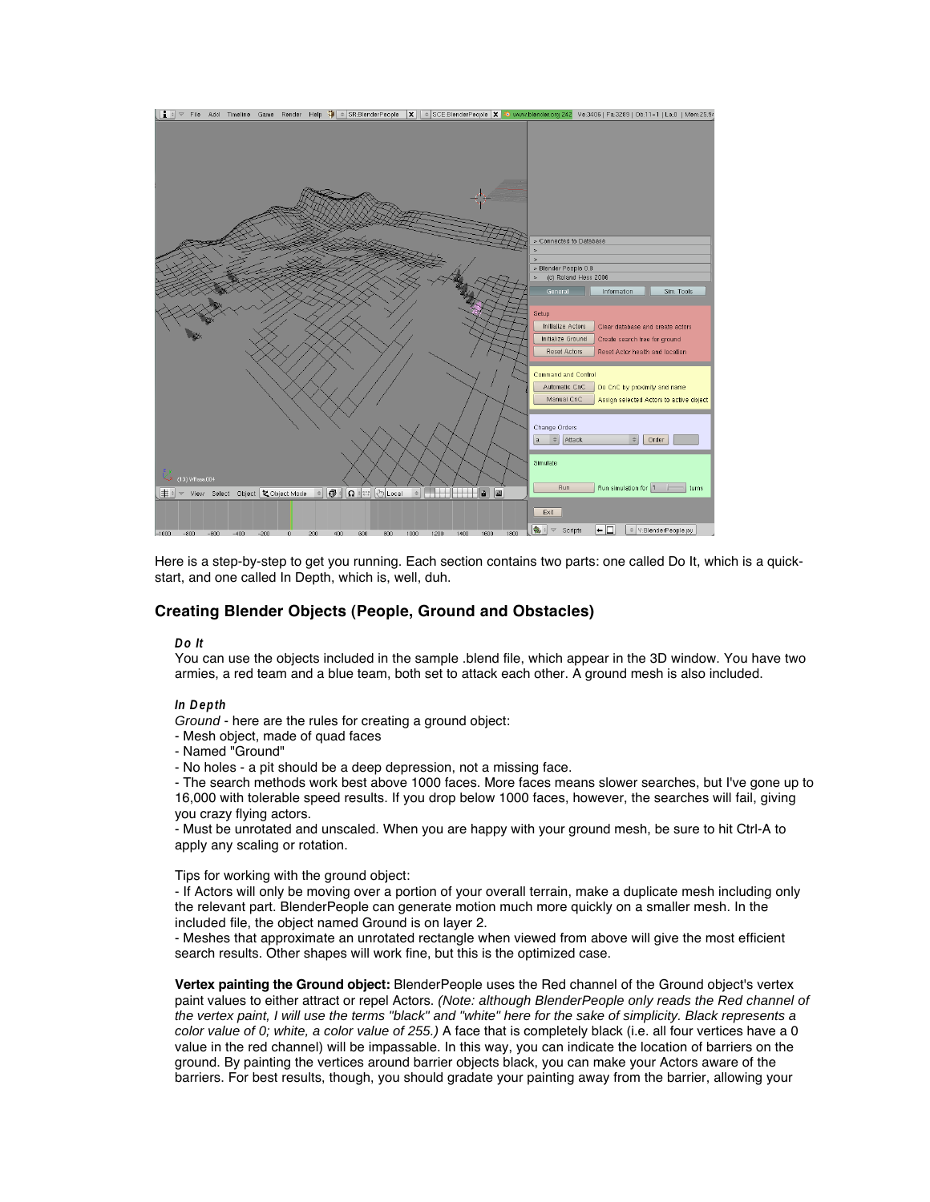Here is a step-by-step to get you running. Each section contains two parts: one called Do It, which is a quick-start, and one called In Depth, which is, well, duh.

## Creating Blender Objects (People, Ground and Obstacles)

***Do It***

You can use the objects included in the sample .blend file, which appear in the 3D window. You have two armies, a red team and a blue team, both set to attack each other. A ground mesh is also included.

***In Depth***

*Ground* - here are the rules for creating a ground object:
- Mesh object, made of quad faces
- Named "Ground"
- No holes - a pit should be a deep depression, not a missing face.
- The search methods work best above 1000 faces. More faces means slower searches, but I've gone up to 16,000 with tolerable speed results. If you drop below 1000 faces, however, the searches will fail, giving you crazy flying actors.
- Must be unrotated and unscaled. When you are happy with your ground mesh, be sure to hit Ctrl-A to apply any scaling or rotation.

Tips for working with the ground object:
- If Actors will only be moving over a portion of your overall terrain, make a duplicate mesh including only the relevant part. BlenderPeople can generate motion much more quickly on a smaller mesh. In the included file, the object named Ground is on layer 2.
- Meshes that approximate an unrotated rectangle when viewed from above will give the most efficient search results. Other shapes will work fine, but this is the optimized case.

**Vertex painting the Ground object:** BlenderPeople uses the Red channel of the Ground object's vertex paint values to either attract or repel Actors. *(Note: although BlenderPeople only reads the Red channel of the vertex paint, I will use the terms "black" and "white" here for the sake of simplicity. Black represents a color value of 0; white, a color value of 255.)* A face that is completely black (i.e. all four vertices have a 0 value in the red channel) will be impassable. In this way, you can indicate the location of barriers on the ground. By painting the vertices around barrier objects black, you can make your Actors aware of the barriers. For best results, though, you should gradate your painting away from the barrier, allowing your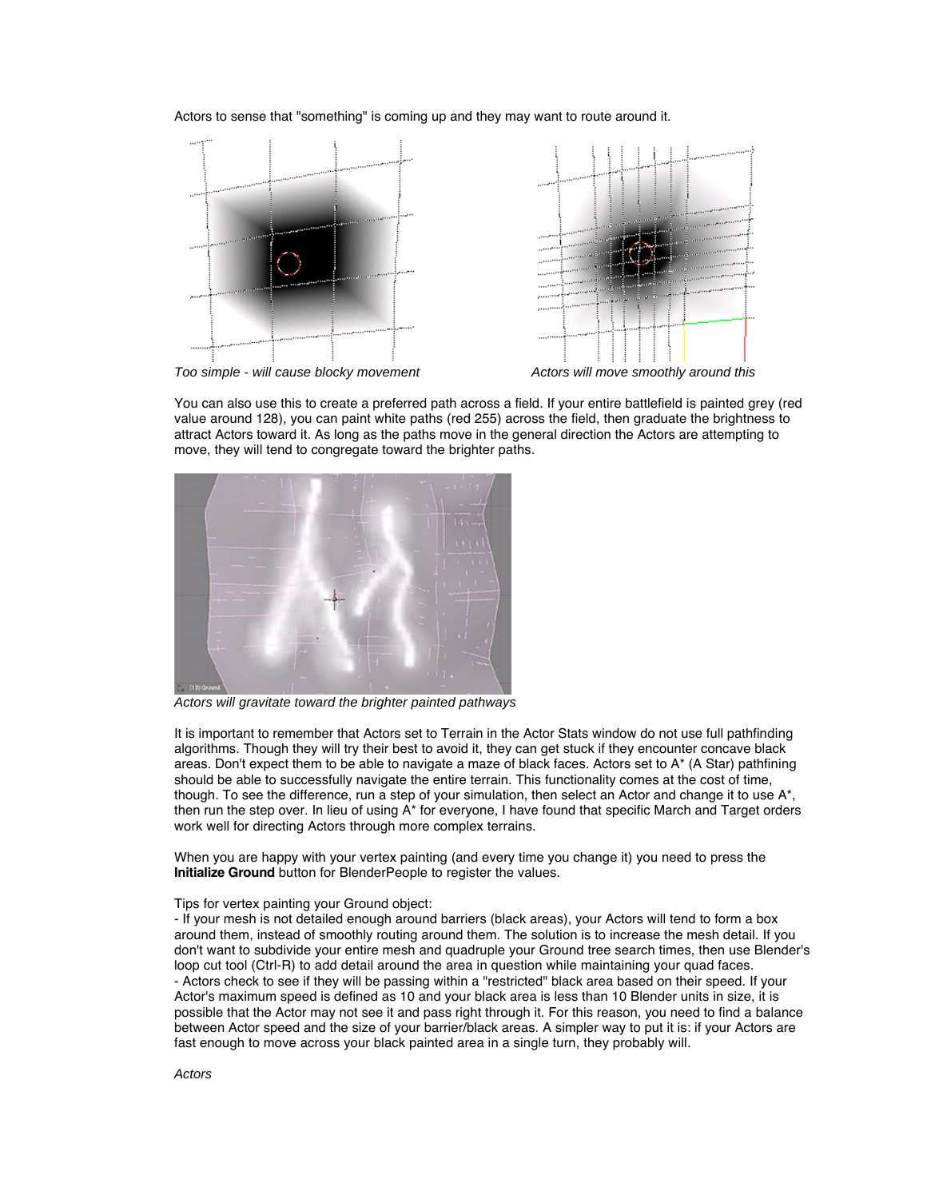Actors to sense that "something" is coming up and they may want to route around it.

*Too simple - will cause blocky movement*

*Actors will move smoothly around this*

You can also use this to create a preferred path across a field. If your entire battlefield is painted grey (red value around 128), you can paint white paths (red 255) across the field, then graduate the brightness to attract Actors toward it. As long as the paths move in the general direction the Actors are attempting to move, they will tend to congregate toward the brighter paths.

*Actors will gravitate toward the brighter painted pathways*

It is important to remember that Actors set to Terrain in the Actor Stats window do not use full pathfinding algorithms. Though they will try their best to avoid it, they can get stuck if they encounter concave black areas. Don't expect them to be able to navigate a maze of black faces. Actors set to A* (A Star) pathfining should be able to successfully navigate the entire terrain. This functionality comes at the cost of time, though. To see the difference, run a step of your simulation, then select an Actor and change it to use A*, then run the step over. In lieu of using A* for everyone, I have found that specific March and Target orders work well for directing Actors through more complex terrains.

When you are happy with your vertex painting (and every time you change it) you need to press the **Initialize Ground** button for BlenderPeople to register the values.

Tips for vertex painting your Ground object:
- If your mesh is not detailed enough around barriers (black areas), your Actors will tend to form a box around them, instead of smoothly routing around them. The solution is to increase the mesh detail. If you don't want to subdivide your entire mesh and quadruple your Ground tree search times, then use Blender's loop cut tool (Ctrl-R) to add detail around the area in question while maintaining your quad faces.
- Actors check to see if they will be passing within a "restricted" black area based on their speed. If your Actor's maximum speed is defined as 10 and your black area is less than 10 Blender units in size, it is possible that the Actor may not see it and pass right through it. For this reason, you need to find a balance between Actor speed and the size of your barrier/black areas. A simpler way to put it is: if your Actors are fast enough to move across your black painted area in a single turn, they probably will.

*Actors*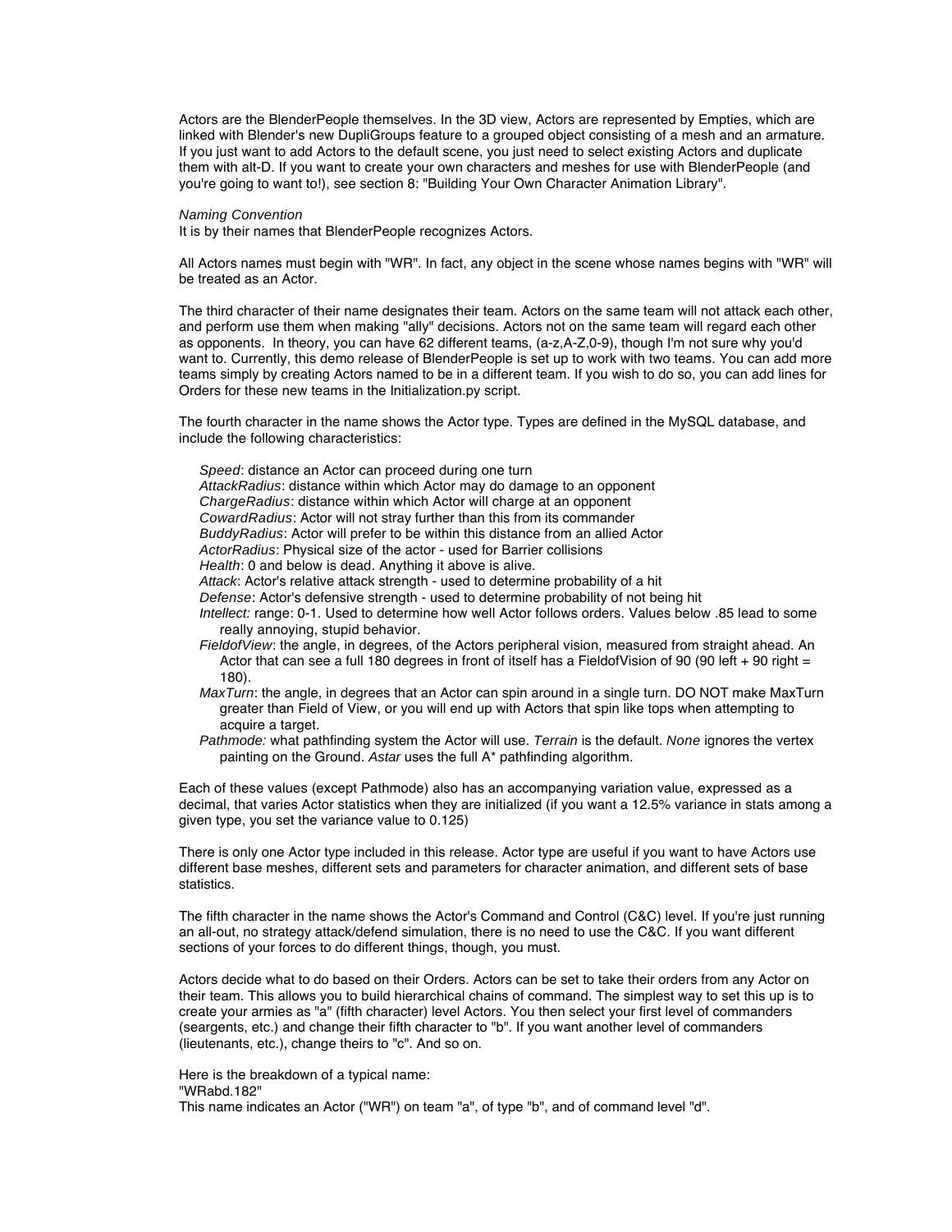Actors are the BlenderPeople themselves. In the 3D view, Actors are represented by Empties, which are linked with Blender's new DupliGroups feature to a grouped object consisting of a mesh and an armature. If you just want to add Actors to the default scene, you just need to select existing Actors and duplicate them with alt-D. If you want to create your own characters and meshes for use with BlenderPeople (and you're going to want to!), see section 8: "Building Your Own Character Animation Library".

*Naming Convention*
It is by their names that BlenderPeople recognizes Actors.

All Actors names must begin with "WR". In fact, any object in the scene whose names begins with "WR" will be treated as an Actor.

The third character of their name designates their team. Actors on the same team will not attack each other, and perform use them when making "ally" decisions. Actors not on the same team will regard each other as opponents. In theory, you can have 62 different teams, (a-z,A-Z,0-9), though I'm not sure why you'd want to. Currently, this demo release of BlenderPeople is set up to work with two teams. You can add more teams simply by creating Actors named to be in a different team. If you wish to do so, you can add lines for Orders for these new teams in the Initialization.py script.

The fourth character in the name shows the Actor type. Types are defined in the MySQL database, and include the following characteristics:

- *Speed*: distance an Actor can proceed during one turn
- *AttackRadius*: distance within which Actor may do damage to an opponent
- *ChargeRadius*: distance within which Actor will charge at an opponent
- *CowardRadius*: Actor will not stray further than this from its commander
- *BuddyRadius*: Actor will prefer to be within this distance from an allied Actor
- *ActorRadius*: Physical size of the actor - used for Barrier collisions
- *Health*: 0 and below is dead. Anything it above is alive.
- *Attack*: Actor's relative attack strength - used to determine probability of a hit
- *Defense*: Actor's defensive strength - used to determine probability of not being hit
- *Intellect:* range: 0-1. Used to determine how well Actor follows orders. Values below .85 lead to some really annoying, stupid behavior.
- *FieldofView*: the angle, in degrees, of the Actors peripheral vision, measured from straight ahead. An Actor that can see a full 180 degrees in front of itself has a FieldofVision of 90 (90 left + 90 right = 180).
- *MaxTurn*: the angle, in degrees that an Actor can spin around in a single turn. DO NOT make MaxTurn greater than Field of View, or you will end up with Actors that spin like tops when attempting to acquire a target.
- *Pathmode:* what pathfinding system the Actor will use. *Terrain* is the default. *None* ignores the vertex painting on the Ground. *Astar* uses the full A* pathfinding algorithm.

Each of these values (except Pathmode) also has an accompanying variation value, expressed as a decimal, that varies Actor statistics when they are initialized (if you want a 12.5% variance in stats among a given type, you set the variance value to 0.125)

There is only one Actor type included in this release. Actor type are useful if you want to have Actors use different base meshes, different sets and parameters for character animation, and different sets of base statistics.

The fifth character in the name shows the Actor's Command and Control (C&C) level. If you're just running an all-out, no strategy attack/defend simulation, there is no need to use the C&C. If you want different sections of your forces to do different things, though, you must.

Actors decide what to do based on their Orders. Actors can be set to take their orders from any Actor on their team. This allows you to build hierarchical chains of command. The simplest way to set this up is to create your armies as "a" (fifth character) level Actors. You then select your first level of commanders (seargents, etc.) and change their fifth character to "b". If you want another level of commanders (lieutenants, etc.), change theirs to "c". And so on.

Here is the breakdown of a typical name:
"WRabd.182"
This name indicates an Actor ("WR") on team "a", of type "b", and of command level "d".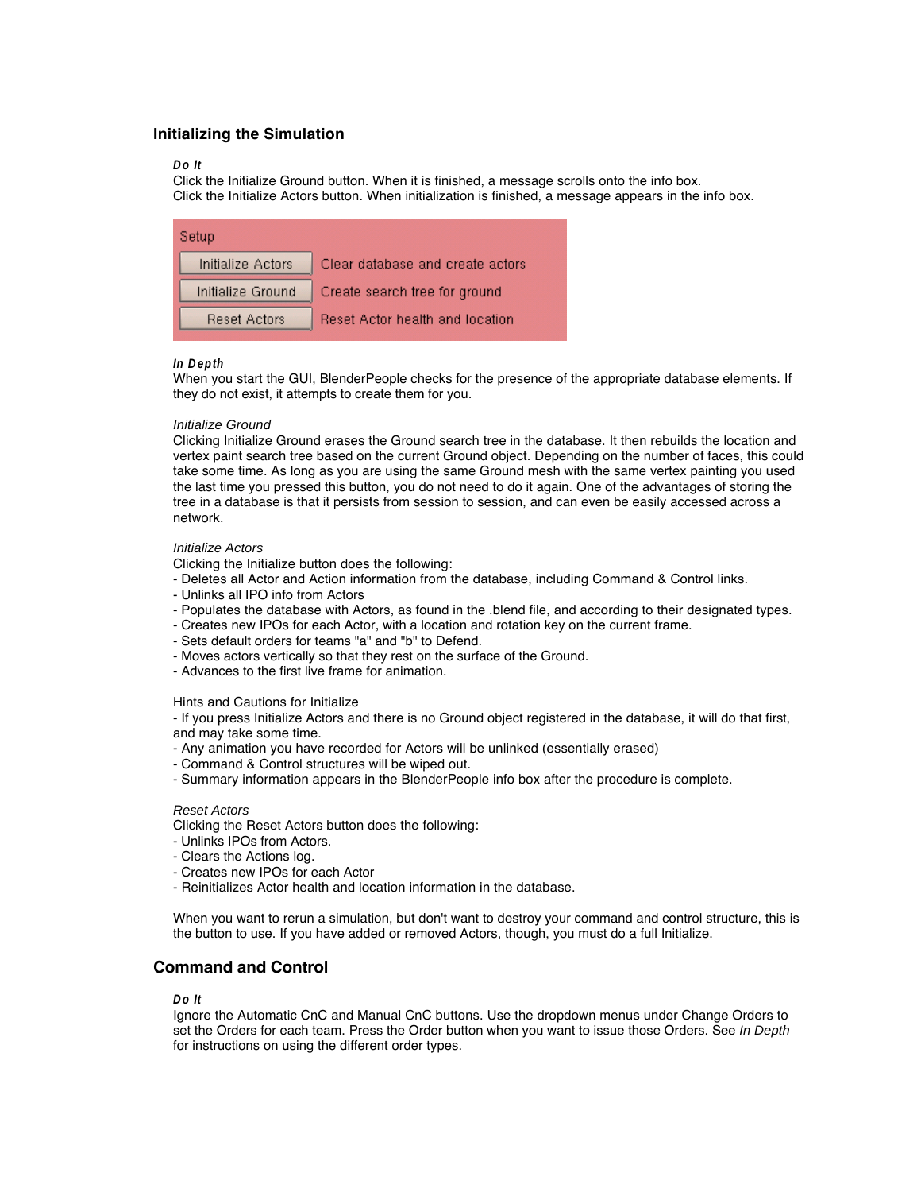## Initializing the Simulation

***Do It***

Click the Initialize Ground button. When it is finished, a message scrolls onto the info box.
Click the Initialize Actors button. When initialization is finished, a message appears in the info box.

| Setup | |
|---|---|
| Initialize Actors | Clear database and create actors |
| Initialize Ground | Create search tree for ground |
| Reset Actors | Reset Actor health and location |

***In Depth***

When you start the GUI, BlenderPeople checks for the presence of the appropriate database elements. If they do not exist, it attempts to create them for you.

*Initialize Ground*

Clicking Initialize Ground erases the Ground search tree in the database. It then rebuilds the location and vertex paint search tree based on the current Ground object. Depending on the number of faces, this could take some time. As long as you are using the same Ground mesh with the same vertex painting you used the last time you pressed this button, you do not need to do it again. One of the advantages of storing the tree in a database is that it persists from session to session, and can even be easily accessed across a network.

*Initialize Actors*

Clicking the Initialize button does the following:
- Deletes all Actor and Action information from the database, including Command & Control links.
- Unlinks all IPO info from Actors
- Populates the database with Actors, as found in the .blend file, and according to their designated types.
- Creates new IPOs for each Actor, with a location and rotation key on the current frame.
- Sets default orders for teams "a" and "b" to Defend.
- Moves actors vertically so that they rest on the surface of the Ground.
- Advances to the first live frame for animation.

Hints and Cautions for Initialize
- If you press Initialize Actors and there is no Ground object registered in the database, it will do that first, and may take some time.
- Any animation you have recorded for Actors will be unlinked (essentially erased)
- Command & Control structures will be wiped out.
- Summary information appears in the BlenderPeople info box after the procedure is complete.

*Reset Actors*

Clicking the Reset Actors button does the following:
- Unlinks IPOs from Actors.
- Clears the Actions log.
- Creates new IPOs for each Actor
- Reinitializes Actor health and location information in the database.

When you want to rerun a simulation, but don't want to destroy your command and control structure, this is the button to use. If you have added or removed Actors, though, you must do a full Initialize.

## Command and Control

***Do It***

Ignore the Automatic CnC and Manual CnC buttons. Use the dropdown menus under Change Orders to set the Orders for each team. Press the Order button when you want to issue those Orders. See *In Depth* for instructions on using the different order types.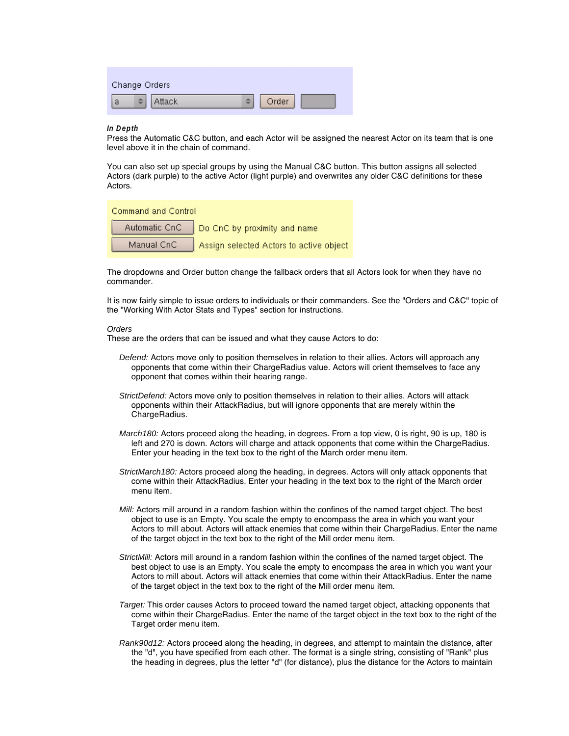Change Orders

a | Attack | Order

***In Depth***

Press the Automatic C&C button, and each Actor will be assigned the nearest Actor on its team that is one level above it in the chain of command.

You can also set up special groups by using the Manual C&C button. This button assigns all selected Actors (dark purple) to the active Actor (light purple) and overwrites any older C&C definitions for these Actors.

Command and Control

| | |
|---|---|
| Automatic CnC | Do CnC by proximity and name |
| Manual CnC | Assign selected Actors to active object |

The dropdowns and Order button change the fallback orders that all Actors look for when they have no commander.

It is now fairly simple to issue orders to individuals or their commanders. See the "Orders and C&C" topic of the "Working With Actor Stats and Types" section for instructions.

*Orders*

These are the orders that can be issued and what they cause Actors to do:

*Defend:* Actors move only to position themselves in relation to their allies. Actors will approach any opponents that come within their ChargeRadius value. Actors will orient themselves to face any opponent that comes within their hearing range.

*StrictDefend:* Actors move only to position themselves in relation to their allies. Actors will attack opponents within their AttackRadius, but will ignore opponents that are merely within the ChargeRadius.

*March180:* Actors proceed along the heading, in degrees. From a top view, 0 is right, 90 is up, 180 is left and 270 is down. Actors will charge and attack opponents that come within the ChargeRadius. Enter your heading in the text box to the right of the March order menu item.

*StrictMarch180:* Actors proceed along the heading, in degrees. Actors will only attack opponents that come within their AttackRadius. Enter your heading in the text box to the right of the March order menu item.

*Mill:* Actors mill around in a random fashion within the confines of the named target object. The best object to use is an Empty. You scale the empty to encompass the area in which you want your Actors to mill about. Actors will attack enemies that come within their ChargeRadius. Enter the name of the target object in the text box to the right of the Mill order menu item.

*StrictMill:* Actors mill around in a random fashion within the confines of the named target object. The best object to use is an Empty. You scale the empty to encompass the area in which you want your Actors to mill about. Actors will attack enemies that come within their AttackRadius. Enter the name of the target object in the text box to the right of the Mill order menu item.

*Target:* This order causes Actors to proceed toward the named target object, attacking opponents that come within their ChargeRadius. Enter the name of the target object in the text box to the right of the Target order menu item.

*Rank90d12:* Actors proceed along the heading, in degrees, and attempt to maintain the distance, after the "d", you have specified from each other. The format is a single string, consisting of "Rank" plus the heading in degrees, plus the letter "d" (for distance), plus the distance for the Actors to maintain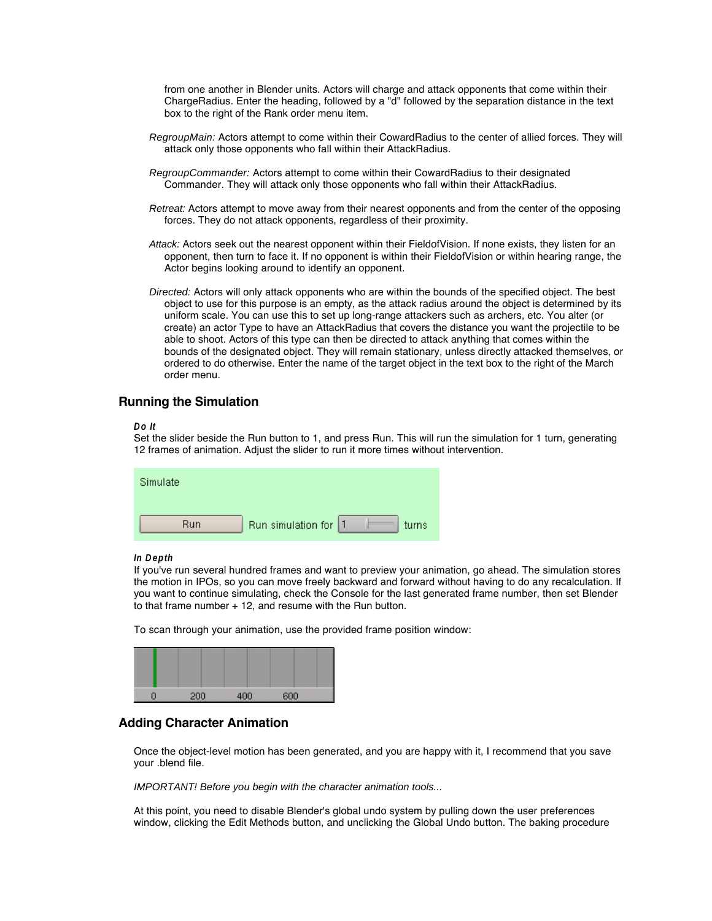from one another in Blender units. Actors will charge and attack opponents that come within their ChargeRadius. Enter the heading, followed by a "d" followed by the separation distance in the text box to the right of the Rank order menu item.

*RegroupMain:* Actors attempt to come within their CowardRadius to the center of allied forces. They will attack only those opponents who fall within their AttackRadius.

*RegroupCommander:* Actors attempt to come within their CowardRadius to their designated Commander. They will attack only those opponents who fall within their AttackRadius.

*Retreat:* Actors attempt to move away from their nearest opponents and from the center of the opposing forces. They do not attack opponents, regardless of their proximity.

*Attack:* Actors seek out the nearest opponent within their FieldofVision. If none exists, they listen for an opponent, then turn to face it. If no opponent is within their FieldofVision or within hearing range, the Actor begins looking around to identify an opponent.

*Directed:* Actors will only attack opponents who are within the bounds of the specified object. The best object to use for this purpose is an empty, as the attack radius around the object is determined by its uniform scale. You can use this to set up long-range attackers such as archers, etc. You alter (or create) an actor Type to have an AttackRadius that covers the distance you want the projectile to be able to shoot. Actors of this type can then be directed to attack anything that comes within the bounds of the designated object. They will remain stationary, unless directly attacked themselves, or ordered to do otherwise. Enter the name of the target object in the text box to the right of the March order menu.

## Running the Simulation

***Do It***
Set the slider beside the Run button to 1, and press Run. This will run the simulation for 1 turn, generating 12 frames of animation. Adjust the slider to run it more times without intervention.

Simulate

Run | Run simulation for 1 turns

***In Depth***
If you've run several hundred frames and want to preview your animation, go ahead. The simulation stores the motion in IPOs, so you can move freely backward and forward without having to do any recalculation. If you want to continue simulating, check the Console for the last generated frame number, then set Blender to that frame number + 12, and resume with the Run button.

To scan through your animation, use the provided frame position window:

0 200 400 600

## Adding Character Animation

Once the object-level motion has been generated, and you are happy with it, I recommend that you save your .blend file.

*IMPORTANT! Before you begin with the character animation tools...*

At this point, you need to disable Blender's global undo system by pulling down the user preferences window, clicking the Edit Methods button, and unclicking the Global Undo button. The baking procedure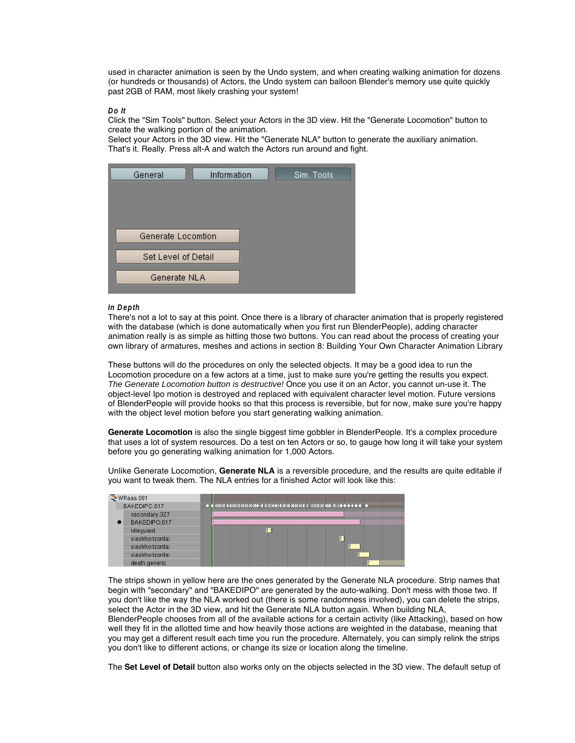used in character animation is seen by the Undo system, and when creating walking animation for dozens (or hundreds or thousands) of Actors, the Undo system can balloon Blender's memory use quite quickly past 2GB of RAM, most likely crashing your system!

***Do It***

Click the "Sim Tools" button. Select your Actors in the 3D view. Hit the "Generate Locomotion" button to create the walking portion of the animation.
Select your Actors in the 3D view. Hit the "Generate NLA" button to generate the auxiliary animation.
That's it. Really. Press alt-A and watch the Actors run around and fight.

***In Depth***

There's not a lot to say at this point. Once there is a library of character animation that is properly registered with the database (which is done automatically when you first run BlenderPeople), adding character animation really is as simple as hitting those two buttons. You can read about the process of creating your own library of armatures, meshes and actions in section 8: Building Your Own Character Animation Library

These buttons will do the procedures on only the selected objects. It may be a good idea to run the Locomotion procedure on a few actors at a time, just to make sure you're getting the results you expect. *The Generate Locomotion button is destructive!* Once you use it on an Actor, you cannot un-use it. The object-level Ipo motion is destroyed and replaced with equivalent character level motion. Future versions of BlenderPeople will provide hooks so that this process is reversible, but for now, make sure you're happy with the object level motion before you start generating walking animation.

**Generate Locomotion** is also the single biggest time gobbler in BlenderPeople. It's a complex procedure that uses a lot of system resources. Do a test on ten Actors or so, to gauge how long it will take your system before you go generating walking animation for 1,000 Actors.

Unlike Generate Locomotion, **Generate NLA** is a reversible procedure, and the results are quite editable if you want to tweak them. The NLA entries for a finished Actor will look like this:

The strips shown in yellow here are the ones generated by the Generate NLA procedure. Strip names that begin with "secondary" and "BAKEDIPO" are generated by the auto-walking. Don't mess with those two. If you don't like the way the NLA worked out (there is some randomness involved), you can delete the strips, select the Actor in the 3D view, and hit the Generate NLA button again. When building NLA, BlenderPeople chooses from all of the available actions for a certain activity (like Attacking), based on how well they fit in the allotted time and how heavily those actions are weighted in the database, meaning that you may get a different result each time you run the procedure. Alternately, you can simply relink the strips you don't like to different actions, or change its size or location along the timeline.

The **Set Level of Detail** button also works only on the objects selected in the 3D view. The default setup of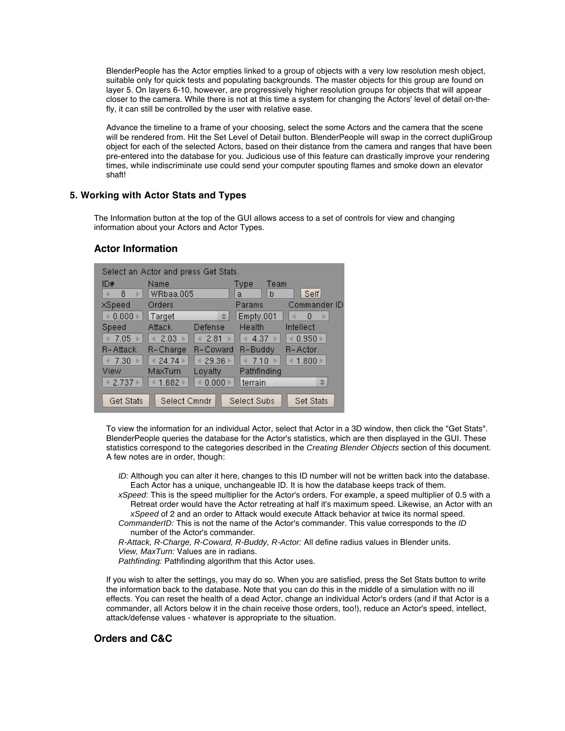BlenderPeople has the Actor empties linked to a group of objects with a very low resolution mesh object, suitable only for quick tests and populating backgrounds. The master objects for this group are found on layer 5. On layers 6-10, however, are progressively higher resolution groups for objects that will appear closer to the camera. While there is not at this time a system for changing the Actors' level of detail on-the-fly, it can still be controlled by the user with relative ease.

Advance the timeline to a frame of your choosing, select the some Actors and the camera that the scene will be rendered from. Hit the Set Level of Detail button. BlenderPeople will swap in the correct dupliGroup object for each of the selected Actors, based on their distance from the camera and ranges that have been pre-entered into the database for you. Judicious use of this feature can drastically improve your rendering times, while indiscriminate use could send your computer spouting flames and smoke down an elevator shaft!

## 5. Working with Actor Stats and Types

The Information button at the top of the GUI allows access to a set of controls for view and changing information about your Actors and Actor Types.

### Actor Information

Select an Actor and press Get Stats.

| ID# | Name | Type | Team | |
|---|---|---|---|---|
| 8 | WRbaa.005 | a | b | Self |
| **xSpeed** | **Orders** | **Params** | **Commander ID** | |
| 0.000 | Target | Empty.001 | 0 | |
| **Speed** | **Attack** | **Defense** | **Health** | **Intellect** |
| 7.05 | 2.03 | 2.81 | 4.37 | 0.950 |
| **R-Attack** | **R-Charge** | **R-Coward** | **R-Buddy** | **R-Actor** |
| 7.30 | 24.74 | 29.36 | 7.10 | 1.800 |
| **View** | **MaxTurn** | **Loyalty** | **Pathfinding** | |
| 2.737 | 1.682 | 0.000 | terrain | |
| Get Stats | Select Cmndr | Select Subs | Set Stats | |

To view the information for an individual Actor, select that Actor in a 3D window, then click the "Get Stats". BlenderPeople queries the database for the Actor's statistics, which are then displayed in the GUI. These statistics correspond to the categories described in the *Creating Blender Objects* section of this document. A few notes are in order, though:

*ID:* Although you can alter it here, changes to this ID number will not be written back into the database. Each Actor has a unique, unchangeable ID. It is how the database keeps track of them.  
*xSpeed:* This is the speed multiplier for the Actor's orders. For example, a speed multiplier of 0.5 with a Retreat order would have the Actor retreating at half it's maximum speed. Likewise, an Actor with an *xSpeed* of 2 and an order to Attack would execute Attack behavior at twice its normal speed.  
*CommanderID:* This is not the name of the Actor's commander. This value corresponds to the *ID* number of the Actor's commander.  
*R-Attack, R-Charge, R-Coward, R-Buddy, R-Actor:* All define radius values in Blender units.  
*View, MaxTurn:* Values are in radians.  
*Pathfinding:* Pathfinding algorithm that this Actor uses.

If you wish to alter the settings, you may do so. When you are satisfied, press the Set Stats button to write the information back to the database. Note that you can do this in the middle of a simulation with no ill effects. You can reset the health of a dead Actor, change an individual Actor's orders (and if that Actor is a commander, all Actors below it in the chain receive those orders, too!), reduce an Actor's speed, intellect, attack/defense values - whatever is appropriate to the situation.

### Orders and C&C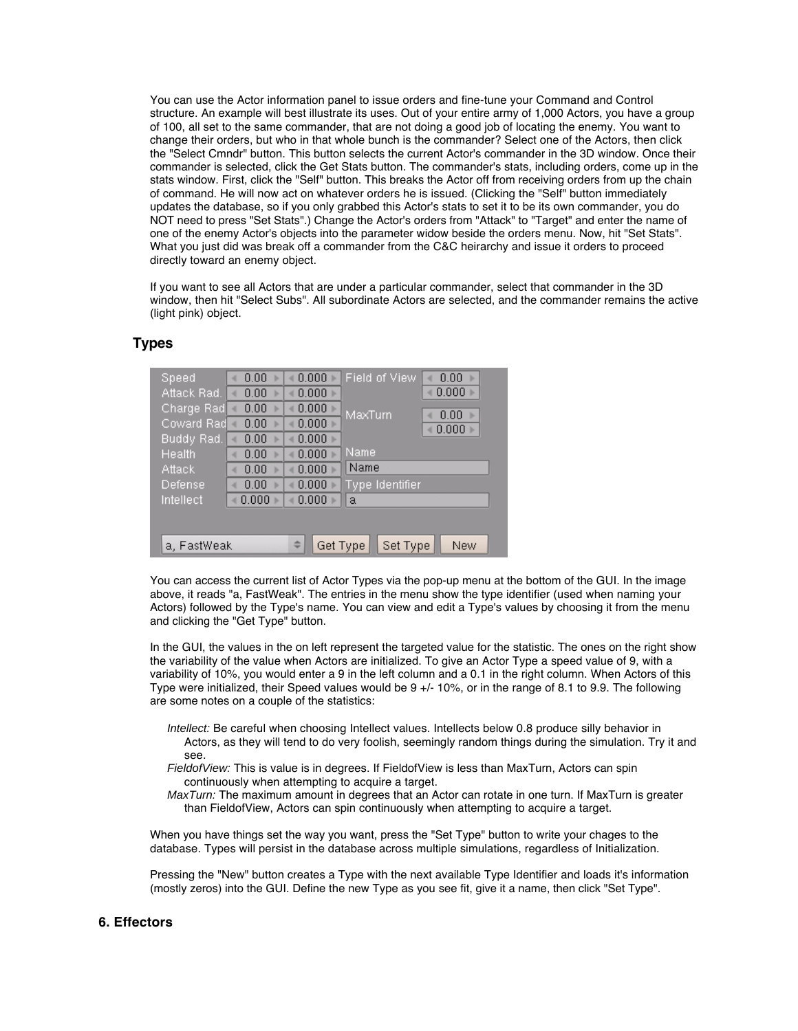You can use the Actor information panel to issue orders and fine-tune your Command and Control structure. An example will best illustrate its uses. Out of your entire army of 1,000 Actors, you have a group of 100, all set to the same commander, that are not doing a good job of locating the enemy. You want to change their orders, but who in that whole bunch is the commander? Select one of the Actors, then click the "Select Cmndr" button. This button selects the current Actor's commander in the 3D window. Once their commander is selected, click the Get Stats button. The commander's stats, including orders, come up in the stats window. First, click the "Self" button. This breaks the Actor off from receiving orders from up the chain of command. He will now act on whatever orders he is issued. (Clicking the "Self" button immediately updates the database, so if you only grabbed this Actor's stats to set it to be its own commander, you do NOT need to press "Set Stats".) Change the Actor's orders from "Attack" to "Target" and enter the name of one of the enemy Actor's objects into the parameter widow beside the orders menu. Now, hit "Set Stats". What you just did was break off a commander from the C&C heirarchy and issue it orders to proceed directly toward an enemy object.

If you want to see all Actors that are under a particular commander, select that commander in the 3D window, then hit "Select Subs". All subordinate Actors are selected, and the commander remains the active (light pink) object.

### Types

| | | | | |
|---|---|---|---|---|
| Speed | 0.00 | 0.000 | Field of View | 0.00 |
| Attack Rad. | 0.00 | 0.000 | | 0.000 |
| Charge Rad | 0.00 | 0.000 | MaxTurn | 0.00 |
| Coward Rad | 0.00 | 0.000 | | 0.000 |
| Buddy Rad. | 0.00 | 0.000 | | |
| Health | 0.00 | 0.000 | Name | |
| Attack | 0.00 | 0.000 | Name | |
| Defense | 0.00 | 0.000 | Type Identifier | |
| Intellect | 0.000 | 0.000 | a | |
| a, FastWeak | Get Type | Set Type | New | |

You can access the current list of Actor Types via the pop-up menu at the bottom of the GUI. In the image above, it reads "a, FastWeak". The entries in the menu show the type identifier (used when naming your Actors) followed by the Type's name. You can view and edit a Type's values by choosing it from the menu and clicking the "Get Type" button.

In the GUI, the values in the on left represent the targeted value for the statistic. The ones on the right show the variability of the value when Actors are initialized. To give an Actor Type a speed value of 9, with a variability of 10%, you would enter a 9 in the left column and a 0.1 in the right column. When Actors of this Type were initialized, their Speed values would be 9 +/- 10%, or in the range of 8.1 to 9.9. The following are some notes on a couple of the statistics:

*Intellect:* Be careful when choosing Intellect values. Intellects below 0.8 produce silly behavior in Actors, as they will tend to do very foolish, seemingly random things during the simulation. Try it and see.

*FieldofView:* This is value is in degrees. If FieldofView is less than MaxTurn, Actors can spin continuously when attempting to acquire a target.

*MaxTurn:* The maximum amount in degrees that an Actor can rotate in one turn. If MaxTurn is greater than FieldofView, Actors can spin continuously when attempting to acquire a target.

When you have things set the way you want, press the "Set Type" button to write your chages to the database. Types will persist in the database across multiple simulations, regardless of Initialization.

Pressing the "New" button creates a Type with the next available Type Identifier and loads it's information (mostly zeros) into the GUI. Define the new Type as you see fit, give it a name, then click "Set Type".

## 6. Effectors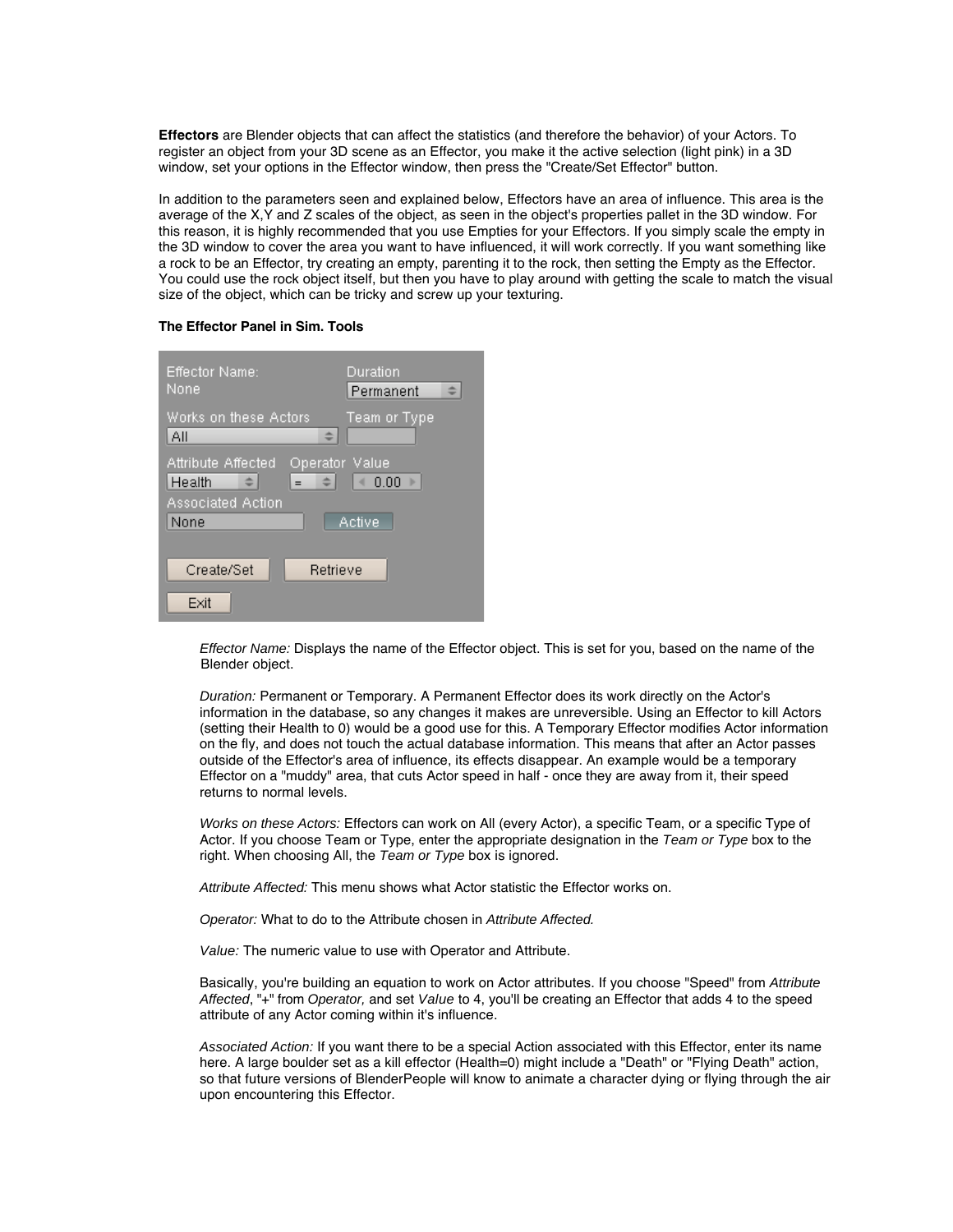**Effectors** are Blender objects that can affect the statistics (and therefore the behavior) of your Actors. To register an object from your 3D scene as an Effector, you make it the active selection (light pink) in a 3D window, set your options in the Effector window, then press the "Create/Set Effector" button.

In addition to the parameters seen and explained below, Effectors have an area of influence. This area is the average of the X,Y and Z scales of the object, as seen in the object's properties pallet in the 3D window. For this reason, it is highly recommended that you use Empties for your Effectors. If you simply scale the empty in the 3D window to cover the area you want to have influenced, it will work correctly. If you want something like a rock to be an Effector, try creating an empty, parenting it to the rock, then setting the Empty as the Effector. You could use the rock object itself, but then you have to play around with getting the scale to match the visual size of the object, which can be tricky and screw up your texturing.

**The Effector Panel in Sim. Tools**

*Effector Name:* Displays the name of the Effector object. This is set for you, based on the name of the Blender object.

*Duration:* Permanent or Temporary. A Permanent Effector does its work directly on the Actor's information in the database, so any changes it makes are unreversible. Using an Effector to kill Actors (setting their Health to 0) would be a good use for this. A Temporary Effector modifies Actor information on the fly, and does not touch the actual database information. This means that after an Actor passes outside of the Effector's area of influence, its effects disappear. An example would be a temporary Effector on a "muddy" area, that cuts Actor speed in half - once they are away from it, their speed returns to normal levels.

*Works on these Actors:* Effectors can work on All (every Actor), a specific Team, or a specific Type of Actor. If you choose Team or Type, enter the appropriate designation in the *Team or Type* box to the right. When choosing All, the *Team or Type* box is ignored.

*Attribute Affected:* This menu shows what Actor statistic the Effector works on.

*Operator:* What to do to the Attribute chosen in *Attribute Affected.*

*Value:* The numeric value to use with Operator and Attribute.

Basically, you're building an equation to work on Actor attributes. If you choose "Speed" from *Attribute Affected*, "+" from *Operator,* and set *Value* to 4, you'll be creating an Effector that adds 4 to the speed attribute of any Actor coming within it's influence.

*Associated Action:* If you want there to be a special Action associated with this Effector, enter its name here. A large boulder set as a kill effector (Health=0) might include a "Death" or "Flying Death" action, so that future versions of BlenderPeople will know to animate a character dying or flying through the air upon encountering this Effector.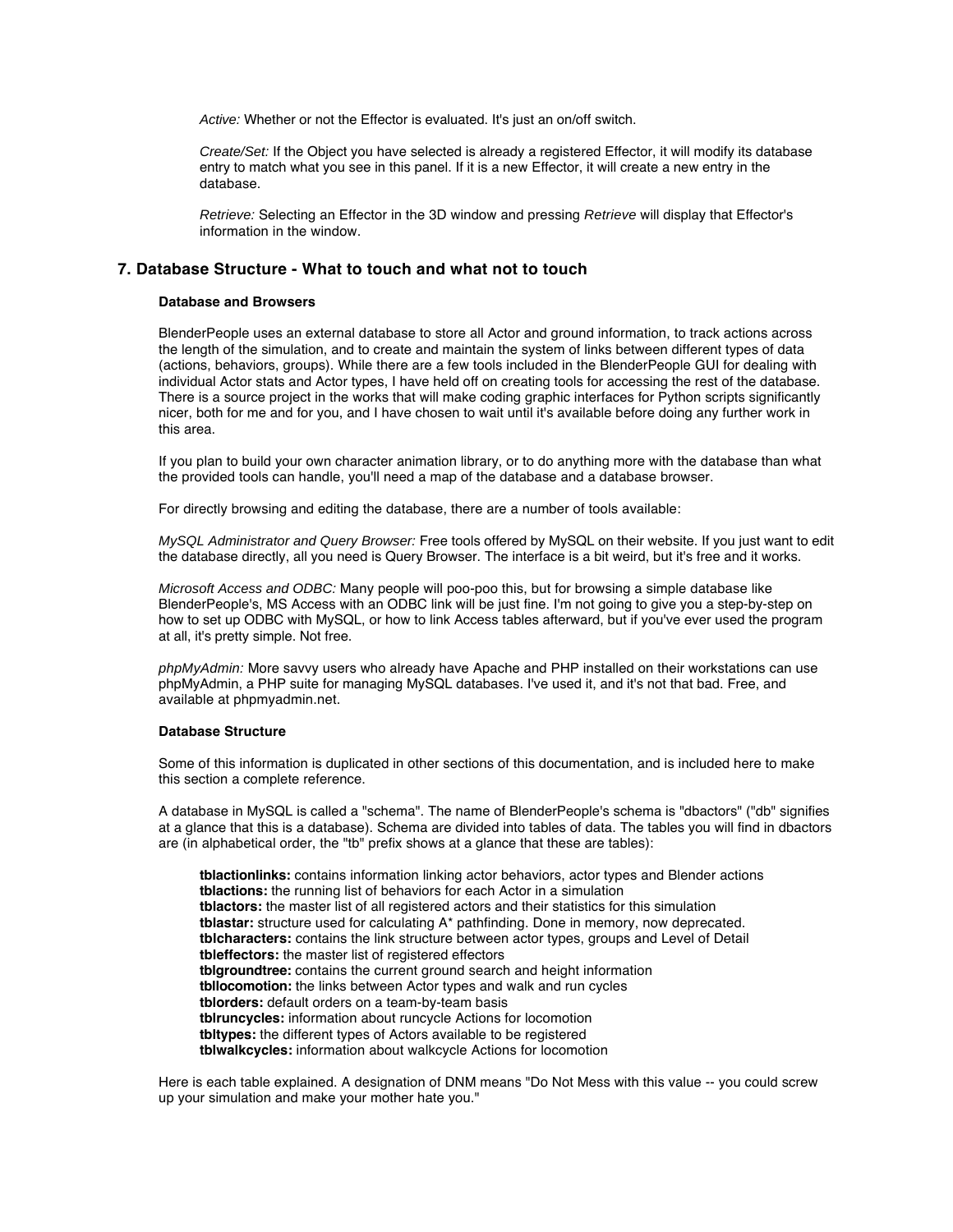*Active:* Whether or not the Effector is evaluated. It's just an on/off switch.

*Create/Set:* If the Object you have selected is already a registered Effector, it will modify its database entry to match what you see in this panel. If it is a new Effector, it will create a new entry in the database.

*Retrieve:* Selecting an Effector in the 3D window and pressing *Retrieve* will display that Effector's information in the window.

## 7. Database Structure - What to touch and what not to touch

**Database and Browsers**

BlenderPeople uses an external database to store all Actor and ground information, to track actions across the length of the simulation, and to create and maintain the system of links between different types of data (actions, behaviors, groups). While there are a few tools included in the BlenderPeople GUI for dealing with individual Actor stats and Actor types, I have held off on creating tools for accessing the rest of the database. There is a source project in the works that will make coding graphic interfaces for Python scripts significantly nicer, both for me and for you, and I have chosen to wait until it's available before doing any further work in this area.

If you plan to build your own character animation library, or to do anything more with the database than what the provided tools can handle, you'll need a map of the database and a database browser.

For directly browsing and editing the database, there are a number of tools available:

*MySQL Administrator and Query Browser:* Free tools offered by MySQL on their website. If you just want to edit the database directly, all you need is Query Browser. The interface is a bit weird, but it's free and it works.

*Microsoft Access and ODBC:* Many people will poo-poo this, but for browsing a simple database like BlenderPeople's, MS Access with an ODBC link will be just fine. I'm not going to give you a step-by-step on how to set up ODBC with MySQL, or how to link Access tables afterward, but if you've ever used the program at all, it's pretty simple. Not free.

*phpMyAdmin:* More savvy users who already have Apache and PHP installed on their workstations can use phpMyAdmin, a PHP suite for managing MySQL databases. I've used it, and it's not that bad. Free, and available at phpmyadmin.net.

**Database Structure**

Some of this information is duplicated in other sections of this documentation, and is included here to make this section a complete reference.

A database in MySQL is called a "schema". The name of BlenderPeople's schema is "dbactors" ("db" signifies at a glance that this is a database). Schema are divided into tables of data. The tables you will find in dbactors are (in alphabetical order, the "tb" prefix shows at a glance that these are tables):

**tblactionlinks:** contains information linking actor behaviors, actor types and Blender actions
**tblactions:** the running list of behaviors for each Actor in a simulation
**tblactors:** the master list of all registered actors and their statistics for this simulation
**tblastar:** structure used for calculating A* pathfinding. Done in memory, now deprecated.
**tblcharacters:** contains the link structure between actor types, groups and Level of Detail
**tbleffectors:** the master list of registered effectors
**tblgroundtree:** contains the current ground search and height information
**tbllocomotion:** the links between Actor types and walk and run cycles
**tblorders:** default orders on a team-by-team basis
**tblruncycles:** information about runcycle Actions for locomotion
**tbltypes:** the different types of Actors available to be registered
**tblwalkcycles:** information about walkcycle Actions for locomotion

Here is each table explained. A designation of DNM means "Do Not Mess with this value -- you could screw up your simulation and make your mother hate you."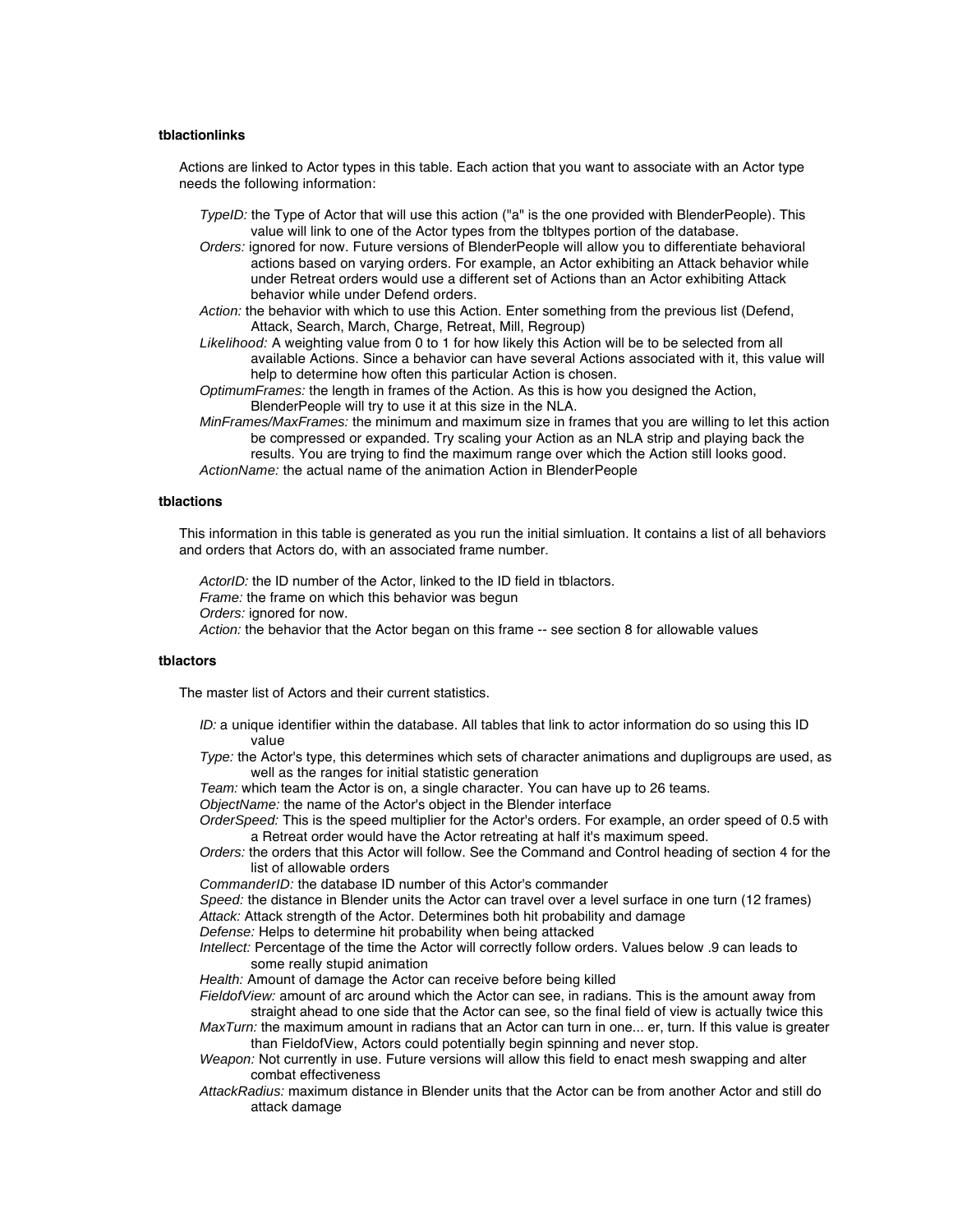**tblactionlinks**

Actions are linked to Actor types in this table. Each action that you want to associate with an Actor type needs the following information:

*TypeID:* the Type of Actor that will use this action ("a" is the one provided with BlenderPeople). This value will link to one of the Actor types from the tbltypes portion of the database.

*Orders:* ignored for now. Future versions of BlenderPeople will allow you to differentiate behavioral actions based on varying orders. For example, an Actor exhibiting an Attack behavior while under Retreat orders would use a different set of Actions than an Actor exhibiting Attack behavior while under Defend orders.

*Action:* the behavior with which to use this Action. Enter something from the previous list (Defend, Attack, Search, March, Charge, Retreat, Mill, Regroup)

*Likelihood:* A weighting value from 0 to 1 for how likely this Action will be to be selected from all available Actions. Since a behavior can have several Actions associated with it, this value will help to determine how often this particular Action is chosen.

*OptimumFrames:* the length in frames of the Action. As this is how you designed the Action, BlenderPeople will try to use it at this size in the NLA.

*MinFrames/MaxFrames:* the minimum and maximum size in frames that you are willing to let this action be compressed or expanded. Try scaling your Action as an NLA strip and playing back the results. You are trying to find the maximum range over which the Action still looks good.

*ActionName:* the actual name of the animation Action in BlenderPeople

**tblactions**

This information in this table is generated as you run the initial simluation. It contains a list of all behaviors and orders that Actors do, with an associated frame number.

*ActorID:* the ID number of the Actor, linked to the ID field in tblactors.

*Frame:* the frame on which this behavior was begun

*Orders:* ignored for now.

*Action:* the behavior that the Actor began on this frame -- see section 8 for allowable values

**tblactors**

The master list of Actors and their current statistics.

*ID:* a unique identifier within the database. All tables that link to actor information do so using this ID value

*Type:* the Actor's type, this determines which sets of character animations and dupligroups are used, as well as the ranges for initial statistic generation

*Team:* which team the Actor is on, a single character. You can have up to 26 teams.

*ObjectName:* the name of the Actor's object in the Blender interface

*OrderSpeed:* This is the speed multiplier for the Actor's orders. For example, an order speed of 0.5 with a Retreat order would have the Actor retreating at half it's maximum speed.

*Orders:* the orders that this Actor will follow. See the Command and Control heading of section 4 for the list of allowable orders

*CommanderID:* the database ID number of this Actor's commander

*Speed:* the distance in Blender units the Actor can travel over a level surface in one turn (12 frames)

*Attack:* Attack strength of the Actor. Determines both hit probability and damage

*Defense:* Helps to determine hit probability when being attacked

*Intellect:* Percentage of the time the Actor will correctly follow orders. Values below .9 can leads to some really stupid animation

*Health:* Amount of damage the Actor can receive before being killed

*FieldofView:* amount of arc around which the Actor can see, in radians. This is the amount away from straight ahead to one side that the Actor can see, so the final field of view is actually twice this

*MaxTurn:* the maximum amount in radians that an Actor can turn in one... er, turn. If this value is greater than FieldofView, Actors could potentially begin spinning and never stop.

*Weapon:* Not currently in use. Future versions will allow this field to enact mesh swapping and alter combat effectiveness

*AttackRadius:* maximum distance in Blender units that the Actor can be from another Actor and still do attack damage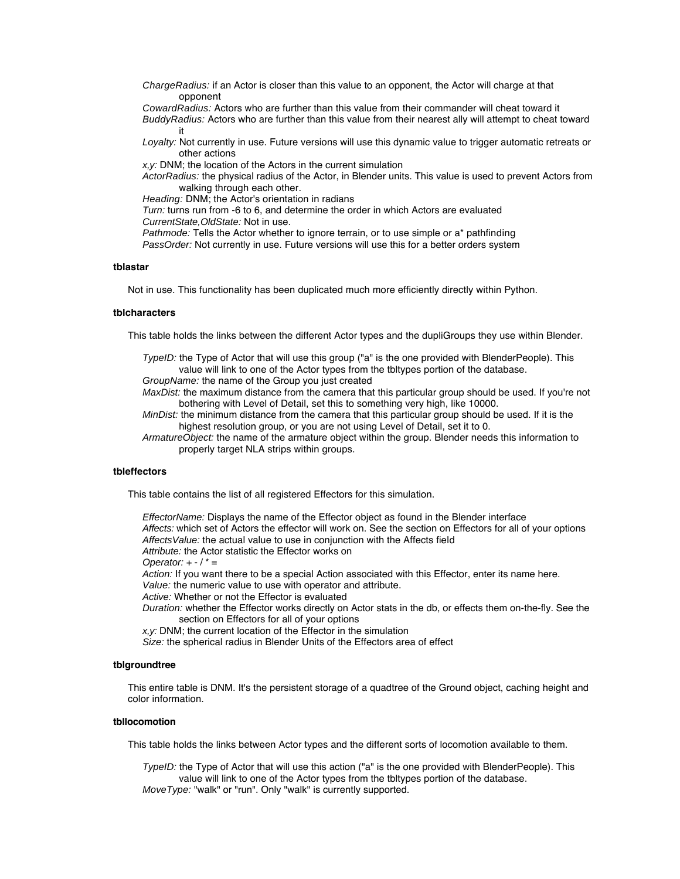*ChargeRadius:* if an Actor is closer than this value to an opponent, the Actor will charge at that opponent
*CowardRadius:* Actors who are further than this value from their commander will cheat toward it
*BuddyRadius:* Actors who are further than this value from their nearest ally will attempt to cheat toward it
*Loyalty:* Not currently in use. Future versions will use this dynamic value to trigger automatic retreats or other actions
*x,y:* DNM; the location of the Actors in the current simulation
*ActorRadius:* the physical radius of the Actor, in Blender units. This value is used to prevent Actors from walking through each other.
*Heading:* DNM; the Actor's orientation in radians
*Turn:* turns run from -6 to 6, and determine the order in which Actors are evaluated
*CurrentState,OldState:* Not in use.
*Pathmode:* Tells the Actor whether to ignore terrain, or to use simple or a* pathfinding
*PassOrder:* Not currently in use. Future versions will use this for a better orders system

### tblastar

Not in use. This functionality has been duplicated much more efficiently directly within Python.

### tblcharacters

This table holds the links between the different Actor types and the dupliGroups they use within Blender.

*TypeID:* the Type of Actor that will use this group ("a" is the one provided with BlenderPeople). This value will link to one of the Actor types from the tbltypes portion of the database.
*GroupName:* the name of the Group you just created
*MaxDist:* the maximum distance from the camera that this particular group should be used. If you're not bothering with Level of Detail, set this to something very high, like 10000.
*MinDist:* the minimum distance from the camera that this particular group should be used. If it is the highest resolution group, or you are not using Level of Detail, set it to 0.
*ArmatureObject:* the name of the armature object within the group. Blender needs this information to properly target NLA strips within groups.

### tbleffectors

This table contains the list of all registered Effectors for this simulation.

*EffectorName:* Displays the name of the Effector object as found in the Blender interface
*Affects:* which set of Actors the effector will work on. See the section on Effectors for all of your options
*AffectsValue:* the actual value to use in conjunction with the Affects field
*Attribute:* the Actor statistic the Effector works on
*Operator:* + - / * =
*Action:* If you want there to be a special Action associated with this Effector, enter its name here.
*Value:* the numeric value to use with operator and attribute.
*Active:* Whether or not the Effector is evaluated
*Duration:* whether the Effector works directly on Actor stats in the db, or effects them on-the-fly. See the section on Effectors for all of your options
*x,y:* DNM; the current location of the Effector in the simulation
*Size:* the spherical radius in Blender Units of the Effectors area of effect

### tblgroundtree

This entire table is DNM. It's the persistent storage of a quadtree of the Ground object, caching height and color information.

### tbllocomotion

This table holds the links between Actor types and the different sorts of locomotion available to them.

*TypeID:* the Type of Actor that will use this action ("a" is the one provided with BlenderPeople). This value will link to one of the Actor types from the tbltypes portion of the database.
*MoveType:* "walk" or "run". Only "walk" is currently supported.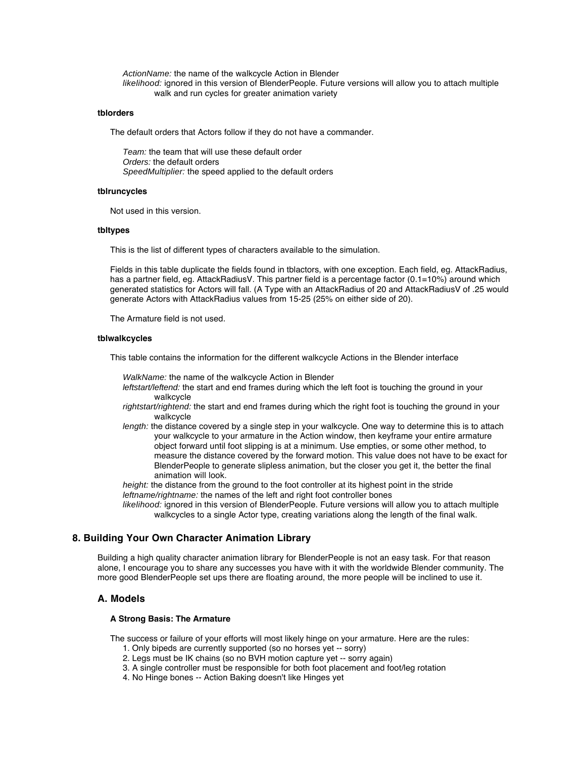*ActionName:* the name of the walkcycle Action in Blender
*likelihood:* ignored in this version of BlenderPeople. Future versions will allow you to attach multiple walk and run cycles for greater animation variety

#### tblorders

The default orders that Actors follow if they do not have a commander.

*Team:* the team that will use these default order
*Orders:* the default orders
*SpeedMultiplier:* the speed applied to the default orders

#### tblruncycles

Not used in this version.

#### tbltypes

This is the list of different types of characters available to the simulation.

Fields in this table duplicate the fields found in tblactors, with one exception. Each field, eg. AttackRadius, has a partner field, eg. AttackRadiusV. This partner field is a percentage factor (0.1=10%) around which generated statistics for Actors will fall. (A Type with an AttackRadius of 20 and AttackRadiusV of .25 would generate Actors with AttackRadius values from 15-25 (25% on either side of 20).

The Armature field is not used.

#### tblwalkcycles

This table contains the information for the different walkcycle Actions in the Blender interface

*WalkName:* the name of the walkcycle Action in Blender
*leftstart/leftend:* the start and end frames during which the left foot is touching the ground in your walkcycle
*rightstart/rightend:* the start and end frames during which the right foot is touching the ground in your walkcycle
*length:* the distance covered by a single step in your walkcycle. One way to determine this is to attach your walkcycle to your armature in the Action window, then keyframe your entire armature object forward until foot slipping is at a minimum. Use empties, or some other method, to measure the distance covered by the forward motion. This value does not have to be exact for BlenderPeople to generate slipless animation, but the closer you get it, the better the final animation will look.
*height:* the distance from the ground to the foot controller at its highest point in the stride
*leftname/rightname:* the names of the left and right foot controller bones
*likelihood:* ignored in this version of BlenderPeople. Future versions will allow you to attach multiple walkcycles to a single Actor type, creating variations along the length of the final walk.

## 8. Building Your Own Character Animation Library

Building a high quality character animation library for BlenderPeople is not an easy task. For that reason alone, I encourage you to share any successes you have with it with the worldwide Blender community. The more good BlenderPeople set ups there are floating around, the more people will be inclined to use it.

### A. Models

#### A Strong Basis: The Armature

The success or failure of your efforts will most likely hinge on your armature. Here are the rules:

1. Only bipeds are currently supported (so no horses yet -- sorry)
2. Legs must be IK chains (so no BVH motion capture yet -- sorry again)
3. A single controller must be responsible for both foot placement and foot/leg rotation
4. No Hinge bones -- Action Baking doesn't like Hinges yet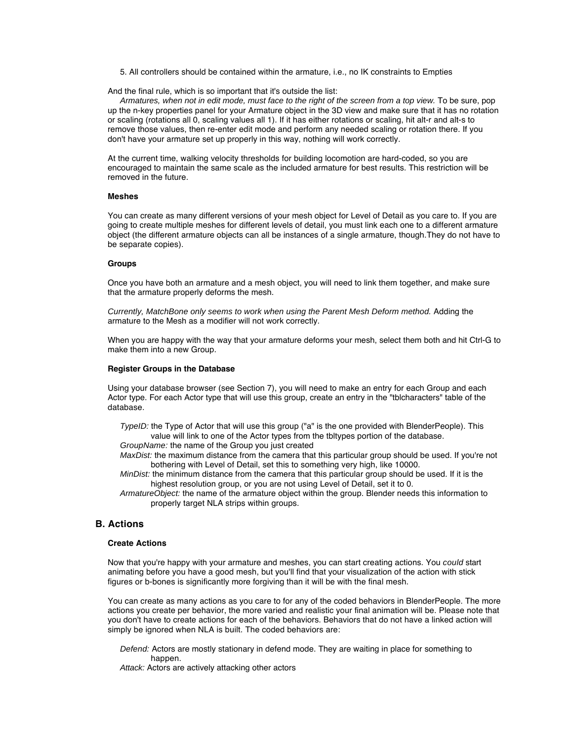5. All controllers should be contained within the armature, i.e., no IK constraints to Empties

And the final rule, which is so important that it's outside the list:
*Armatures, when not in edit mode, must face to the right of the screen from a top view.* To be sure, pop up the n-key properties panel for your Armature object in the 3D view and make sure that it has no rotation or scaling (rotations all 0, scaling values all 1). If it has either rotations or scaling, hit alt-r and alt-s to remove those values, then re-enter edit mode and perform any needed scaling or rotation there. If you don't have your armature set up properly in this way, nothing will work correctly.

At the current time, walking velocity thresholds for building locomotion are hard-coded, so you are encouraged to maintain the same scale as the included armature for best results. This restriction will be removed in the future.

#### Meshes

You can create as many different versions of your mesh object for Level of Detail as you care to. If you are going to create multiple meshes for different levels of detail, you must link each one to a different armature object (the different armature objects can all be instances of a single armature, though.They do not have to be separate copies).

#### Groups

Once you have both an armature and a mesh object, you will need to link them together, and make sure that the armature properly deforms the mesh.

*Currently, MatchBone only seems to work when using the Parent Mesh Deform method.* Adding the armature to the Mesh as a modifier will not work correctly.

When you are happy with the way that your armature deforms your mesh, select them both and hit Ctrl-G to make them into a new Group.

#### Register Groups in the Database

Using your database browser (see Section 7), you will need to make an entry for each Group and each Actor type. For each Actor type that will use this group, create an entry in the "tblcharacters" table of the database.

*TypeID:* the Type of Actor that will use this group ("a" is the one provided with BlenderPeople). This value will link to one of the Actor types from the tbltypes portion of the database.
*GroupName:* the name of the Group you just created
*MaxDist:* the maximum distance from the camera that this particular group should be used. If you're not bothering with Level of Detail, set this to something very high, like 10000.
*MinDist:* the minimum distance from the camera that this particular group should be used. If it is the highest resolution group, or you are not using Level of Detail, set it to 0.
*ArmatureObject:* the name of the armature object within the group. Blender needs this information to properly target NLA strips within groups.

### B. Actions

#### Create Actions

Now that you're happy with your armature and meshes, you can start creating actions. You *could* start animating before you have a good mesh, but you'll find that your visualization of the action with stick figures or b-bones is significantly more forgiving than it will be with the final mesh.

You can create as many actions as you care to for any of the coded behaviors in BlenderPeople. The more actions you create per behavior, the more varied and realistic your final animation will be. Please note that you don't have to create actions for each of the behaviors. Behaviors that do not have a linked action will simply be ignored when NLA is built. The coded behaviors are:

*Defend:* Actors are mostly stationary in defend mode. They are waiting in place for something to happen.
*Attack:* Actors are actively attacking other actors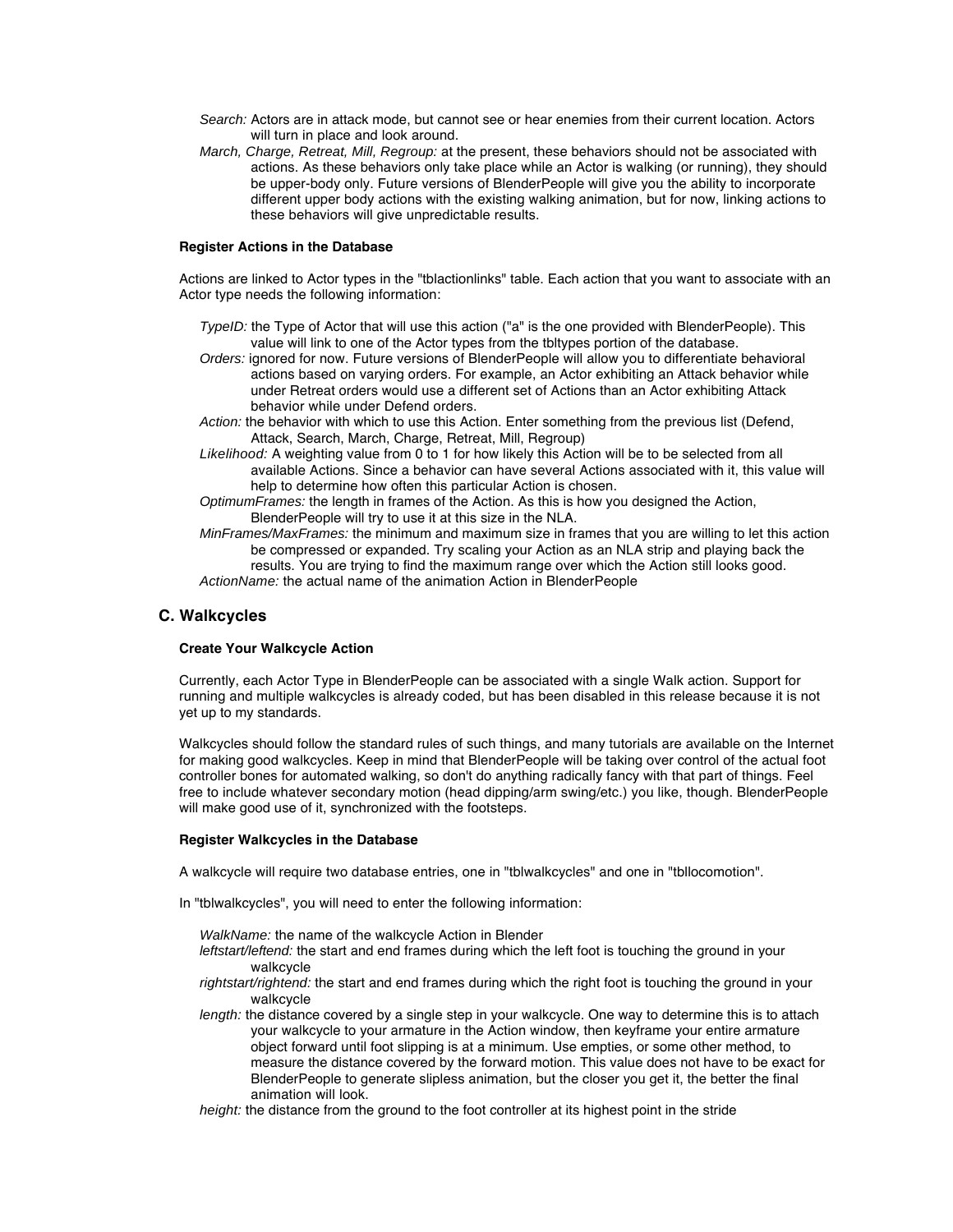*Search:* Actors are in attack mode, but cannot see or hear enemies from their current location. Actors will turn in place and look around.

*March, Charge, Retreat, Mill, Regroup:* at the present, these behaviors should not be associated with actions. As these behaviors only take place while an Actor is walking (or running), they should be upper-body only. Future versions of BlenderPeople will give you the ability to incorporate different upper body actions with the existing walking animation, but for now, linking actions to these behaviors will give unpredictable results.

#### Register Actions in the Database

Actions are linked to Actor types in the "tblactionlinks" table. Each action that you want to associate with an Actor type needs the following information:

*TypeID:* the Type of Actor that will use this action ("a" is the one provided with BlenderPeople). This value will link to one of the Actor types from the tbltypes portion of the database.

*Orders:* ignored for now. Future versions of BlenderPeople will allow you to differentiate behavioral actions based on varying orders. For example, an Actor exhibiting an Attack behavior while under Retreat orders would use a different set of Actions than an Actor exhibiting Attack behavior while under Defend orders.

*Action:* the behavior with which to use this Action. Enter something from the previous list (Defend, Attack, Search, March, Charge, Retreat, Mill, Regroup)

*Likelihood:* A weighting value from 0 to 1 for how likely this Action will be to be selected from all available Actions. Since a behavior can have several Actions associated with it, this value will help to determine how often this particular Action is chosen.

*OptimumFrames:* the length in frames of the Action. As this is how you designed the Action, BlenderPeople will try to use it at this size in the NLA.

*MinFrames/MaxFrames:* the minimum and maximum size in frames that you are willing to let this action be compressed or expanded. Try scaling your Action as an NLA strip and playing back the results. You are trying to find the maximum range over which the Action still looks good.

*ActionName:* the actual name of the animation Action in BlenderPeople

### C. Walkcycles

#### Create Your Walkcycle Action

Currently, each Actor Type in BlenderPeople can be associated with a single Walk action. Support for running and multiple walkcycles is already coded, but has been disabled in this release because it is not yet up to my standards.

Walkcycles should follow the standard rules of such things, and many tutorials are available on the Internet for making good walkcycles. Keep in mind that BlenderPeople will be taking over control of the actual foot controller bones for automated walking, so don't do anything radically fancy with that part of things. Feel free to include whatever secondary motion (head dipping/arm swing/etc.) you like, though. BlenderPeople will make good use of it, synchronized with the footsteps.

#### Register Walkcycles in the Database

A walkcycle will require two database entries, one in "tblwalkcycles" and one in "tbllocomotion".

In "tblwalkcycles", you will need to enter the following information:

*WalkName:* the name of the walkcycle Action in Blender

*leftstart/leftend:* the start and end frames during which the left foot is touching the ground in your walkcycle

*rightstart/rightend:* the start and end frames during which the right foot is touching the ground in your walkcycle

*length:* the distance covered by a single step in your walkcycle. One way to determine this is to attach your walkcycle to your armature in the Action window, then keyframe your entire armature object forward until foot slipping is at a minimum. Use empties, or some other method, to measure the distance covered by the forward motion. This value does not have to be exact for BlenderPeople to generate slipless animation, but the closer you get it, the better the final animation will look.

*height:* the distance from the ground to the foot controller at its highest point in the stride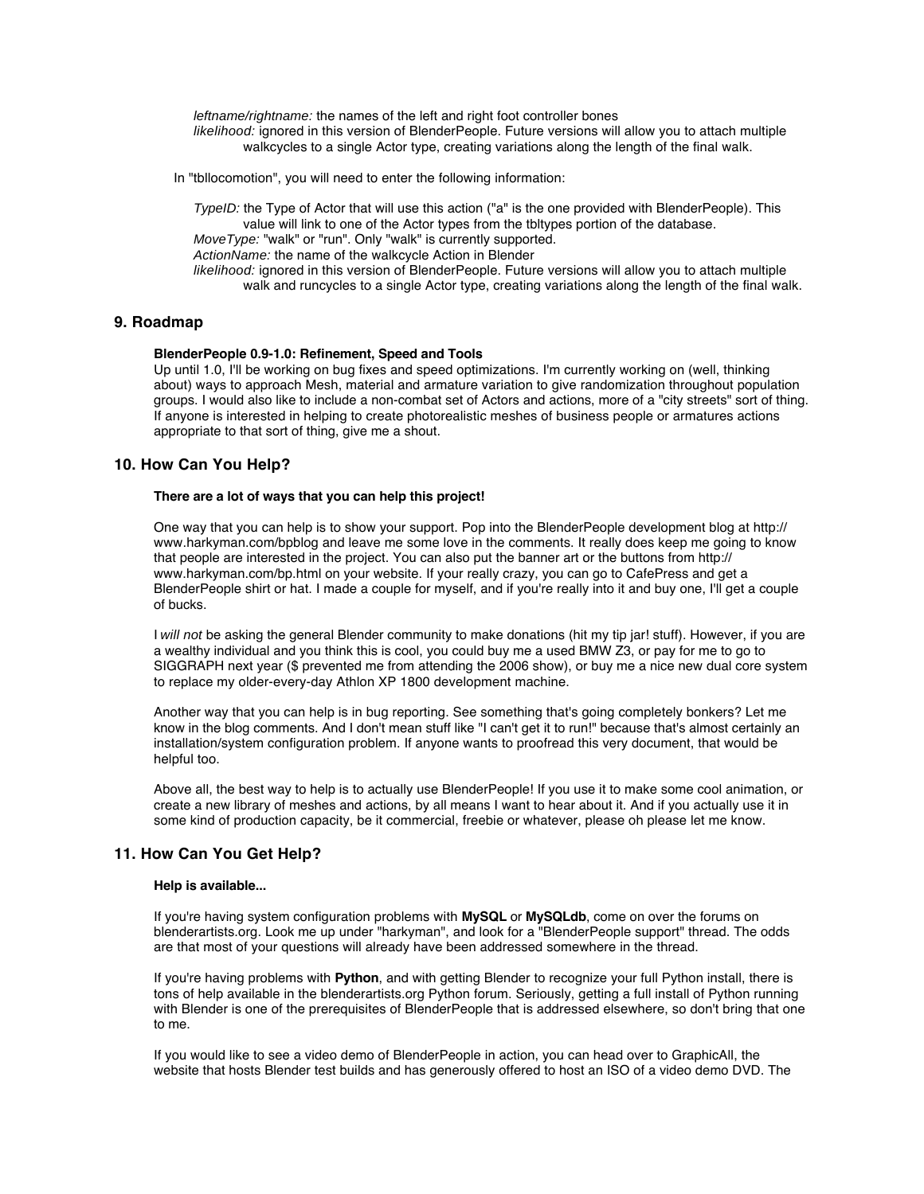*leftname/rightname:* the names of the left and right foot controller bones
*likelihood:* ignored in this version of BlenderPeople. Future versions will allow you to attach multiple walkcycles to a single Actor type, creating variations along the length of the final walk.

In "tbllocomotion", you will need to enter the following information:

*TypeID:* the Type of Actor that will use this action ("a" is the one provided with BlenderPeople). This value will link to one of the Actor types from the tbltypes portion of the database.
*MoveType:* "walk" or "run". Only "walk" is currently supported.
*ActionName:* the name of the walkcycle Action in Blender
*likelihood:* ignored in this version of BlenderPeople. Future versions will allow you to attach multiple walk and runcycles to a single Actor type, creating variations along the length of the final walk.

## 9. Roadmap

**BlenderPeople 0.9-1.0: Refinement, Speed and Tools**
Up until 1.0, I'll be working on bug fixes and speed optimizations. I'm currently working on (well, thinking about) ways to approach Mesh, material and armature variation to give randomization throughout population groups. I would also like to include a non-combat set of Actors and actions, more of a "city streets" sort of thing. If anyone is interested in helping to create photorealistic meshes of business people or armatures actions appropriate to that sort of thing, give me a shout.

## 10. How Can You Help?

**There are a lot of ways that you can help this project!**

One way that you can help is to show your support. Pop into the BlenderPeople development blog at http://www.harkyman.com/bpblog and leave me some love in the comments. It really does keep me going to know that people are interested in the project. You can also put the banner art or the buttons from http://www.harkyman.com/bp.html on your website. If your really crazy, you can go to CafePress and get a BlenderPeople shirt or hat. I made a couple for myself, and if you're really into it and buy one, I'll get a couple of bucks.

I *will not* be asking the general Blender community to make donations (hit my tip jar! stuff). However, if you are a wealthy individual and you think this is cool, you could buy me a used BMW Z3, or pay for me to go to SIGGRAPH next year ($ prevented me from attending the 2006 show), or buy me a nice new dual core system to replace my older-every-day Athlon XP 1800 development machine.

Another way that you can help is in bug reporting. See something that's going completely bonkers? Let me know in the blog comments. And I don't mean stuff like "I can't get it to run!" because that's almost certainly an installation/system configuration problem. If anyone wants to proofread this very document, that would be helpful too.

Above all, the best way to help is to actually use BlenderPeople! If you use it to make some cool animation, or create a new library of meshes and actions, by all means I want to hear about it. And if you actually use it in some kind of production capacity, be it commercial, freebie or whatever, please oh please let me know.

## 11. How Can You Get Help?

**Help is available...**

If you're having system configuration problems with **MySQL** or **MySQLdb**, come on over the forums on blenderartists.org. Look me up under "harkyman", and look for a "BlenderPeople support" thread. The odds are that most of your questions will already have been addressed somewhere in the thread.

If you're having problems with **Python**, and with getting Blender to recognize your full Python install, there is tons of help available in the blenderartists.org Python forum. Seriously, getting a full install of Python running with Blender is one of the prerequisites of BlenderPeople that is addressed elsewhere, so don't bring that one to me.

If you would like to see a video demo of BlenderPeople in action, you can head over to GraphicAll, the website that hosts Blender test builds and has generously offered to host an ISO of a video demo DVD. The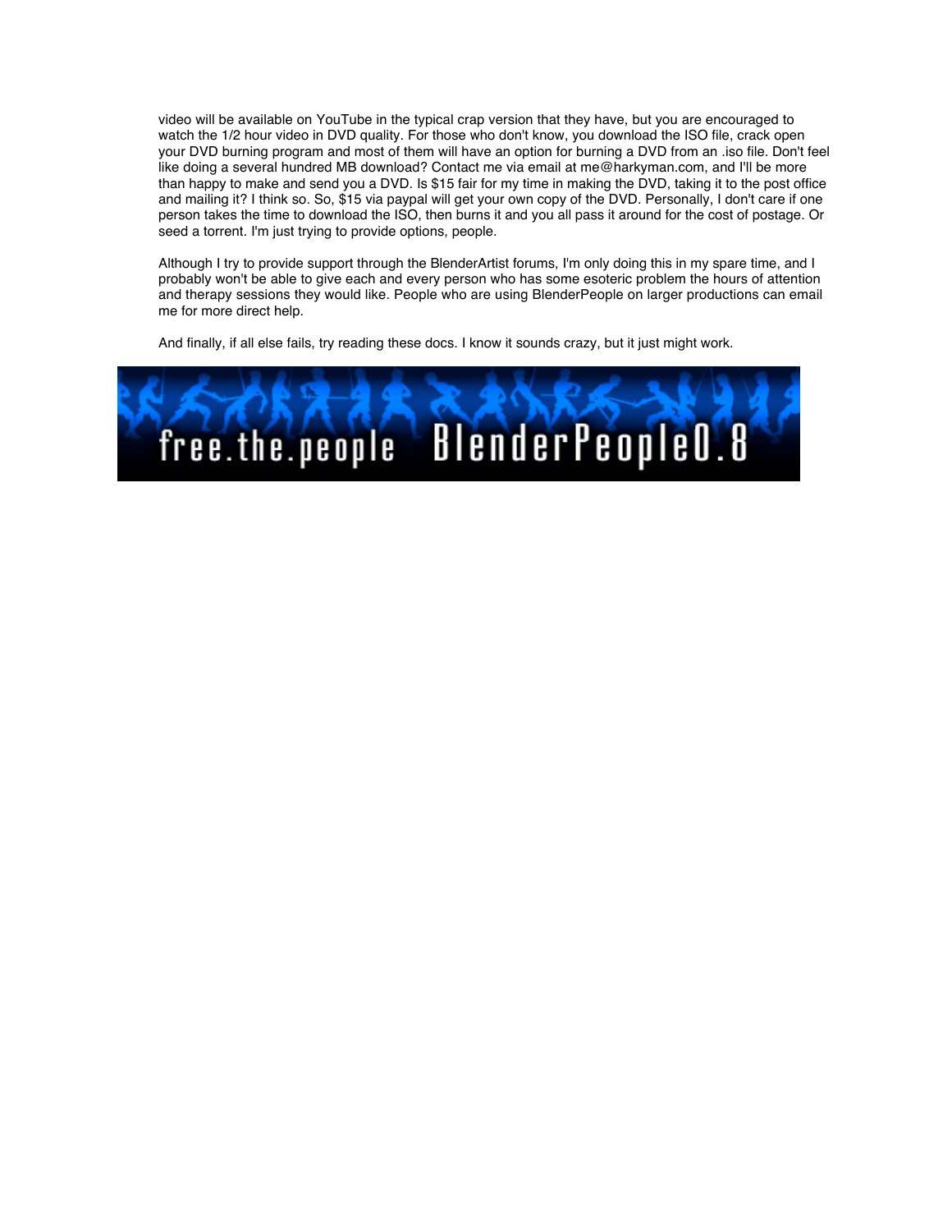video will be available on YouTube in the typical crap version that they have, but you are encouraged to watch the 1/2 hour video in DVD quality. For those who don't know, you download the ISO file, crack open your DVD burning program and most of them will have an option for burning a DVD from an .iso file. Don't feel like doing a several hundred MB download? Contact me via email at me@harkyman.com, and I'll be more than happy to make and send you a DVD. Is $15 fair for my time in making the DVD, taking it to the post office and mailing it? I think so. So, $15 via paypal will get your own copy of the DVD. Personally, I don't care if one person takes the time to download the ISO, then burns it and you all pass it around for the cost of postage. Or seed a torrent. I'm just trying to provide options, people.

Although I try to provide support through the BlenderArtist forums, I'm only doing this in my spare time, and I probably won't be able to give each and every person who has some esoteric problem the hours of attention and therapy sessions they would like. People who are using BlenderPeople on larger productions can email me for more direct help.

And finally, if all else fails, try reading these docs. I know it sounds crazy, but it just might work.

free.the.people BlenderPeople0.8